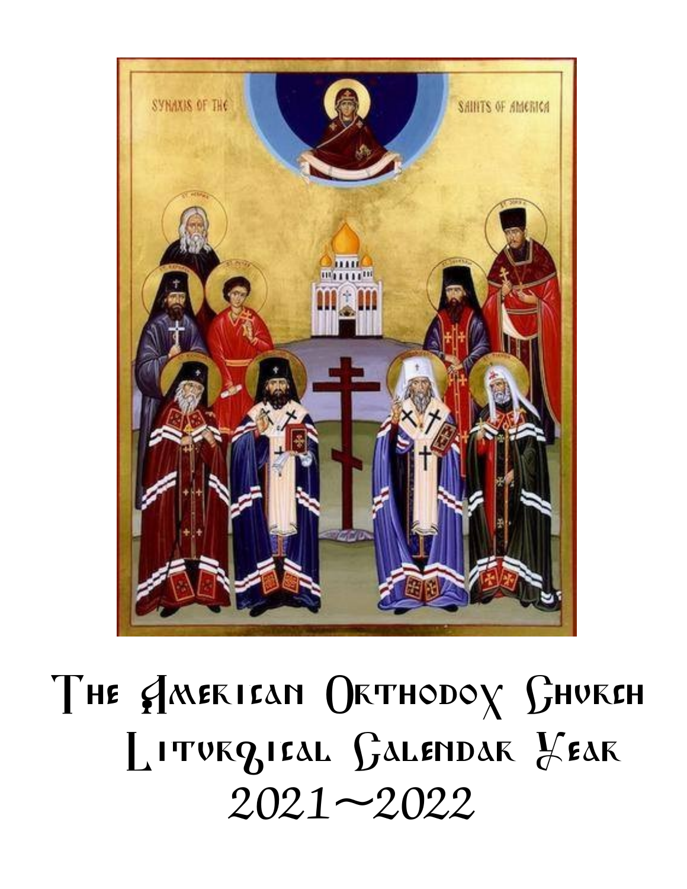# The American Orthodox Church Liturgical Calendar Year 2021~2022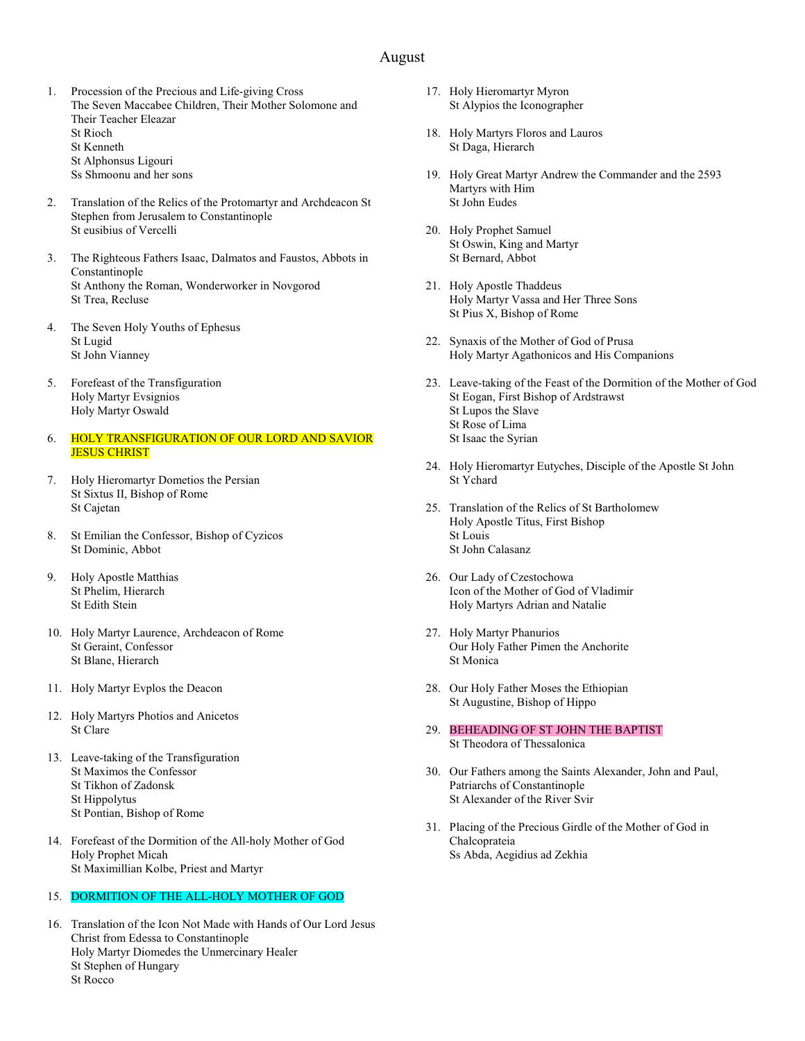# August

1. Procession of the Precious and Life-giving Cross
   The Seven Maccabee Children, Their Mother Solomone and Their Teacher Eleazar
   St Rioch
   St Kenneth
   St Alphonsus Ligouri
   Ss Shmoonu and her sons

2. Translation of the Relics of the Protomartyr and Archdeacon St Stephen from Jerusalem to Constantinople
   St eusibius of Vercelli

3. The Righteous Fathers Isaac, Dalmatos and Faustos, Abbots in Constantinople
   St Anthony the Roman, Wonderworker in Novgorod
   St Trea, Recluse

4. The Seven Holy Youths of Ephesus
   St Lugid
   St John Vianney

5. Forefeast of the Transfiguration
   Holy Martyr Evsignios
   Holy Martyr Oswald

6. HOLY TRANSFIGURATION OF OUR LORD AND SAVIOR JESUS CHRIST

7. Holy Hieromartyr Dometios the Persian
   St Sixtus II, Bishop of Rome
   St Cajetan

8. St Emilian the Confessor, Bishop of Cyzicos
   St Dominic, Abbot

9. Holy Apostle Matthias
   St Phelim, Hierarch
   St Edith Stein

10. Holy Martyr Laurence, Archdeacon of Rome
    St Geraint, Confessor
    St Blane, Hierarch

11. Holy Martyr Evplos the Deacon

12. Holy Martyrs Photios and Anicetos
    St Clare

13. Leave-taking of the Transfiguration
    St Maximos the Confessor
    St Tikhon of Zadonsk
    St Hippolytus
    St Pontian, Bishop of Rome

14. Forefeast of the Dormition of the All-holy Mother of God
    Holy Prophet Micah
    St Maximillian Kolbe, Priest and Martyr

15. DORMITION OF THE ALL-HOLY MOTHER OF GOD

16. Translation of the Icon Not Made with Hands of Our Lord Jesus Christ from Edessa to Constantinople
    Holy Martyr Diomedes the Unmercinary Healer
    St Stephen of Hungary
    St Rocco

17. Holy Hieromartyr Myron
    St Alypios the Iconographer

18. Holy Martyrs Floros and Lauros
    St Daga, Hierarch

19. Holy Great Martyr Andrew the Commander and the 2593 Martyrs with Him
    St John Eudes

20. Holy Prophet Samuel
    St Oswin, King and Martyr
    St Bernard, Abbot

21. Holy Apostle Thaddeus
    Holy Martyr Vassa and Her Three Sons
    St Pius X, Bishop of Rome

22. Synaxis of the Mother of God of Prusa
    Holy Martyr Agathonicos and His Companions

23. Leave-taking of the Feast of the Dormition of the Mother of God
    St Eogan, First Bishop of Ardstrawst
    St Lupos the Slave
    St Rose of Lima
    St Isaac the Syrian

24. Holy Hieromartyr Eutyches, Disciple of the Apostle St John
    St Ychard

25. Translation of the Relics of St Bartholomew
    Holy Apostle Titus, First Bishop
    St Louis
    St John Calasanz

26. Our Lady of Czestochowa
    Icon of the Mother of God of Vladimir
    Holy Martyrs Adrian and Natalie

27. Holy Martyr Phanurios
    Our Holy Father Pimen the Anchorite
    St Monica

28. Our Holy Father Moses the Ethiopian
    St Augustine, Bishop of Hippo

29. BEHEADING OF ST JOHN THE BAPTIST
    St Theodora of Thessalonica

30. Our Fathers among the Saints Alexander, John and Paul, Patriarchs of Constantinople
    St Alexander of the River Svir

31. Placing of the Precious Girdle of the Mother of God in Chalcoprateia
    Ss Abda, Aegidius ad Zekhia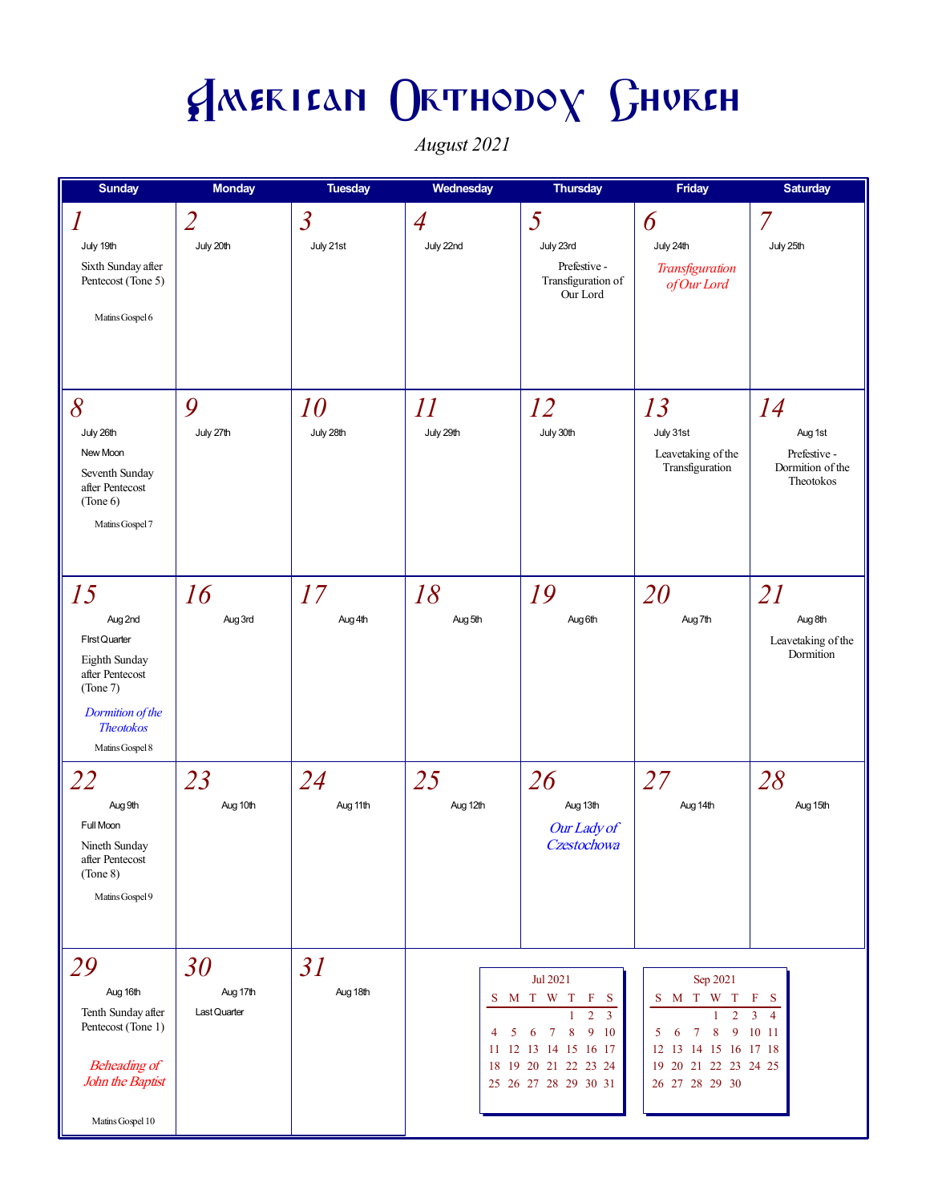# American Orthodox Church

*August 2021*

| Sunday | Monday | Tuesday | Wednesday | Thursday | Friday | Saturday |
|---|---|---|---|---|---|---|
| *1*<br>July 19th<br>Sixth Sunday after Pentecost (Tone 5)<br>Matins Gospel 6 | *2*<br>July 20th | *3*<br>July 21st | *4*<br>July 22nd | *5*<br>July 23rd<br>Prefestive - Transfiguration of Our Lord | *6*<br>July 24th<br>*Transfiguration of Our Lord* | *7*<br>July 25th |
| *8*<br>July 26th<br>New Moon<br>Seventh Sunday after Pentecost (Tone 6)<br>Matins Gospel 7 | *9*<br>July 27th | *10*<br>July 28th | *11*<br>July 29th | *12*<br>July 30th | *13*<br>July 31st<br>Leavetaking of the Transfiguration | *14*<br>Aug 1st<br>Prefestive - Dormition of the Theotokos |
| *15*<br>Aug 2nd<br>First Quarter<br>Eighth Sunday after Pentecost (Tone 7)<br>*Dormition of the Theotokos*<br>Matins Gospel 8 | *16*<br>Aug 3rd | *17*<br>Aug 4th | *18*<br>Aug 5th | *19*<br>Aug 6th | *20*<br>Aug 7th | *21*<br>Aug 8th<br>Leavetaking of the Dormition |
| *22*<br>Aug 9th<br>Full Moon<br>Nineth Sunday after Pentecost (Tone 8)<br>Matins Gospel 9 | *23*<br>Aug 10th | *24*<br>Aug 11th | *25*<br>Aug 12th | *26*<br>Aug 13th<br>*Our Lady of Czestochowa* | *27*<br>Aug 14th | *28*<br>Aug 15th |
| *29*<br>Aug 16th<br>Tenth Sunday after Pentecost (Tone 1)<br>*Beheading of John the Baptist*<br>Matins Gospel 10 | *30*<br>Aug 17th<br>Last Quarter | *31*<br>Aug 18th | | | | |

**Jul 2021**

| S | M | T | W | T | F | S |
|---|---|---|---|---|---|---|
| | | | | 1 | 2 | 3 |
| 4 | 5 | 6 | 7 | 8 | 9 | 10 |
| 11 | 12 | 13 | 14 | 15 | 16 | 17 |
| 18 | 19 | 20 | 21 | 22 | 23 | 24 |
| 25 | 26 | 27 | 28 | 29 | 30 | 31 |

**Sep 2021**

| S | M | T | W | T | F | S |
|---|---|---|---|---|---|---|
| | | | 1 | 2 | 3 | 4 |
| 5 | 6 | 7 | 8 | 9 | 10 | 11 |
| 12 | 13 | 14 | 15 | 16 | 17 | 18 |
| 19 | 20 | 21 | 22 | 23 | 24 | 25 |
| 26 | 27 | 28 | 29 | 30 | | |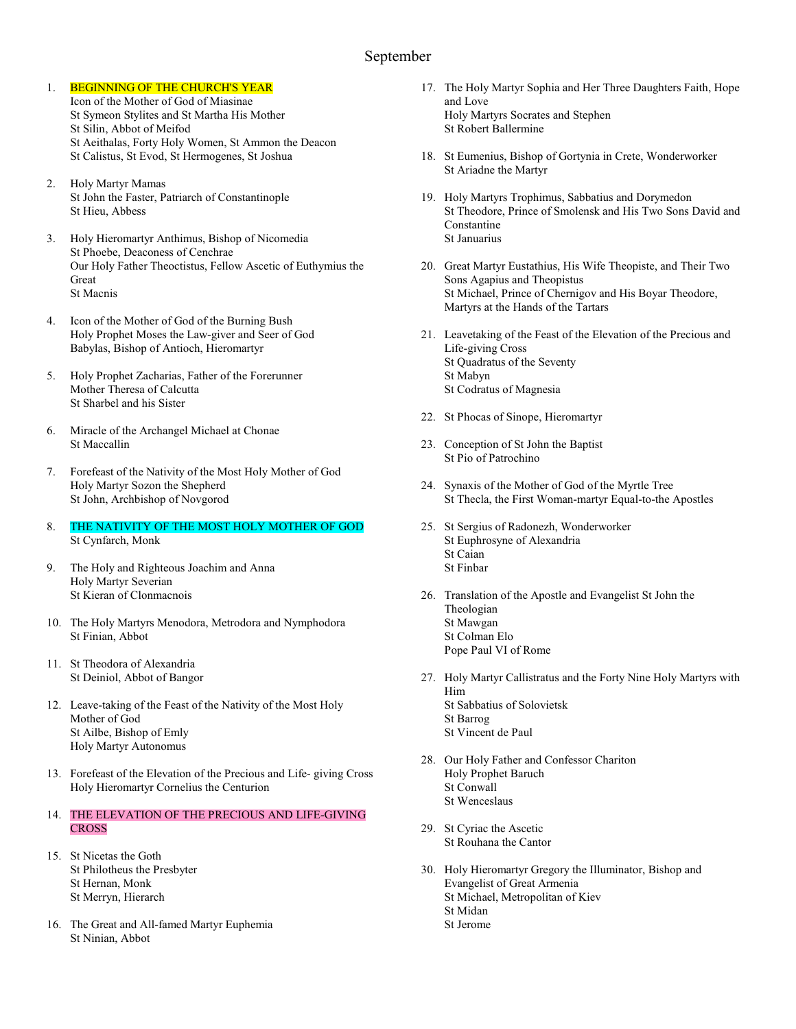# September

1. BEGINNING OF THE CHURCH'S YEAR
   Icon of the Mother of God of Miasinae
   St Symeon Stylites and St Martha His Mother
   St Silin, Abbot of Meifod
   St Aeithalas, Forty Holy Women, St Ammon the Deacon
   St Calistus, St Evod, St Hermogenes, St Joshua

2. Holy Martyr Mamas
   St John the Faster, Patriarch of Constantinople
   St Hieu, Abbess

3. Holy Hieromartyr Anthimus, Bishop of Nicomedia
   St Phoebe, Deaconess of Cenchrae
   Our Holy Father Theoctistus, Fellow Ascetic of Euthymius the Great
   St Macnis

4. Icon of the Mother of God of the Burning Bush
   Holy Prophet Moses the Law-giver and Seer of God
   Babylas, Bishop of Antioch, Hieromartyr

5. Holy Prophet Zacharias, Father of the Forerunner
   Mother Theresa of Calcutta
   St Sharbel and his Sister

6. Miracle of the Archangel Michael at Chonae
   St Maccallin

7. Forefeast of the Nativity of the Most Holy Mother of God
   Holy Martyr Sozon the Shepherd
   St John, Archbishop of Novgorod

8. THE NATIVITY OF THE MOST HOLY MOTHER OF GOD
   St Cynfarch, Monk

9. The Holy and Righteous Joachim and Anna
   Holy Martyr Severian
   St Kieran of Clonmacnois

10. The Holy Martyrs Menodora, Metrodora and Nymphodora
    St Finian, Abbot

11. St Theodora of Alexandria
    St Deiniol, Abbot of Bangor

12. Leave-taking of the Feast of the Nativity of the Most Holy Mother of God
    St Ailbe, Bishop of Emly
    Holy Martyr Autonomus

13. Forefeast of the Elevation of the Precious and Life- giving Cross
    Holy Hieromartyr Cornelius the Centurion

14. THE ELEVATION OF THE PRECIOUS AND LIFE-GIVING CROSS

15. St Nicetas the Goth
    St Philotheus the Presbyter
    St Hernan, Monk
    St Merryn, Hierarch

16. The Great and All-famed Martyr Euphemia
    St Ninian, Abbot

17. The Holy Martyr Sophia and Her Three Daughters Faith, Hope and Love
    Holy Martyrs Socrates and Stephen
    St Robert Ballermine

18. St Eumenius, Bishop of Gortynia in Crete, Wonderworker
    St Ariadne the Martyr

19. Holy Martyrs Trophimus, Sabbatius and Dorymedon
    St Theodore, Prince of Smolensk and His Two Sons David and Constantine
    St Januarius

20. Great Martyr Eustathius, His Wife Theopiste, and Their Two Sons Agapius and Theopistus
    St Michael, Prince of Chernigov and His Boyar Theodore, Martyrs at the Hands of the Tartars

21. Leavetaking of the Feast of the Elevation of the Precious and Life-giving Cross
    St Quadratus of the Seventy
    St Mabyn
    St Codratus of Magnesia

22. St Phocas of Sinope, Hieromartyr

23. Conception of St John the Baptist
    St Pio of Patrochino

24. Synaxis of the Mother of God of the Myrtle Tree
    St Thecla, the First Woman-martyr Equal-to-the Apostles

25. St Sergius of Radonezh, Wonderworker
    St Euphrosyne of Alexandria
    St Caian
    St Finbar

26. Translation of the Apostle and Evangelist St John the Theologian
    St Mawgan
    St Colman Elo
    Pope Paul VI of Rome

27. Holy Martyr Callistratus and the Forty Nine Holy Martyrs with Him
    St Sabbatius of Solovietsk
    St Barrog
    St Vincent de Paul

28. Our Holy Father and Confessor Chariton
    Holy Prophet Baruch
    St Conwall
    St Wenceslaus

29. St Cyriac the Ascetic
    St Rouhana the Cantor

30. Holy Hieromartyr Gregory the Illuminator, Bishop and Evangelist of Great Armenia
    St Michael, Metropolitan of Kiev
    St Midan
    St Jerome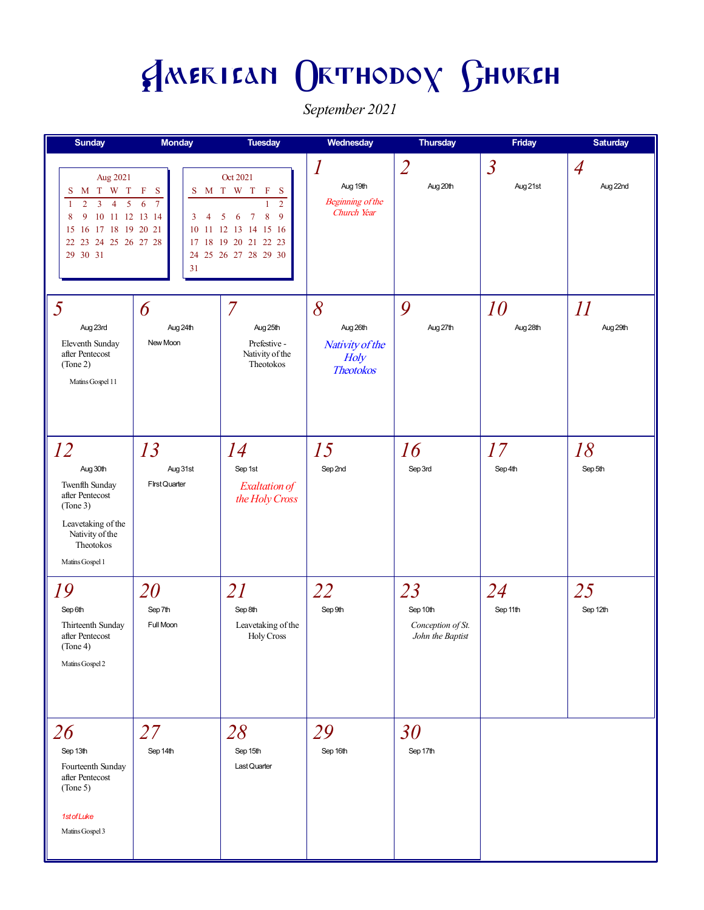# American Orthodox Church

*September 2021*

| Sunday | Monday | Tuesday | Wednesday | Thursday | Friday | Saturday |
|---|---|---|---|---|---|---|
| | | | **1** Aug 19th *Beginning of the Church Year* | **2** Aug 20th | **3** Aug 21st | **4** Aug 22nd |
| **5** Aug 23rd Eleventh Sunday after Pentecost (Tone 2) Matins Gospel 11 | **6** Aug 24th New Moon | **7** Aug 25th Prefestive - Nativity of the Theotokos | **8** Aug 26th *Nativity of the Holy Theotokos* | **9** Aug 27th | **10** Aug 28th | **11** Aug 29th |
| **12** Aug 30th Twenfth Sunday after Pentecost (Tone 3) Leavetaking of the Nativity of the Theotokos Matins Gospel 1 | **13** Aug 31st FIrst Quarter | **14** Sep 1st *Exaltation of the Holy Cross* | **15** Sep 2nd | **16** Sep 3rd | **17** Sep 4th | **18** Sep 5th |
| **19** Sep 6th Thirteenth Sunday after Pentecost (Tone 4) Matins Gospel 2 | **20** Sep 7th Full Moon | **21** Sep 8th Leavetaking of the Holy Cross | **22** Sep 9th | **23** Sep 10th *Conception of St. John the Baptist* | **24** Sep 11th | **25** Sep 12th |
| **26** Sep 13th Fourteenth Sunday after Pentecost (Tone 5) *1st of Luke* Matins Gospel 3 | **27** Sep 14th | **28** Sep 15th Last Quarter | **29** Sep 16th | **30** Sep 17th | | |

**Aug 2021**

| S | M | T | W | T | F | S |
|---|---|---|---|---|---|---|
| 1 | 2 | 3 | 4 | 5 | 6 | 7 |
| 8 | 9 | 10 | 11 | 12 | 13 | 14 |
| 15 | 16 | 17 | 18 | 19 | 20 | 21 |
| 22 | 23 | 24 | 25 | 26 | 27 | 28 |
| 29 | 30 | 31 | | | | |

**Oct 2021**

| S | M | T | W | T | F | S |
|---|---|---|---|---|---|---|
| | | | | | 1 | 2 |
| 3 | 4 | 5 | 6 | 7 | 8 | 9 |
| 10 | 11 | 12 | 13 | 14 | 15 | 16 |
| 17 | 18 | 19 | 20 | 21 | 22 | 23 |
| 24 | 25 | 26 | 27 | 28 | 29 | 30 |
| 31 | | | | | | |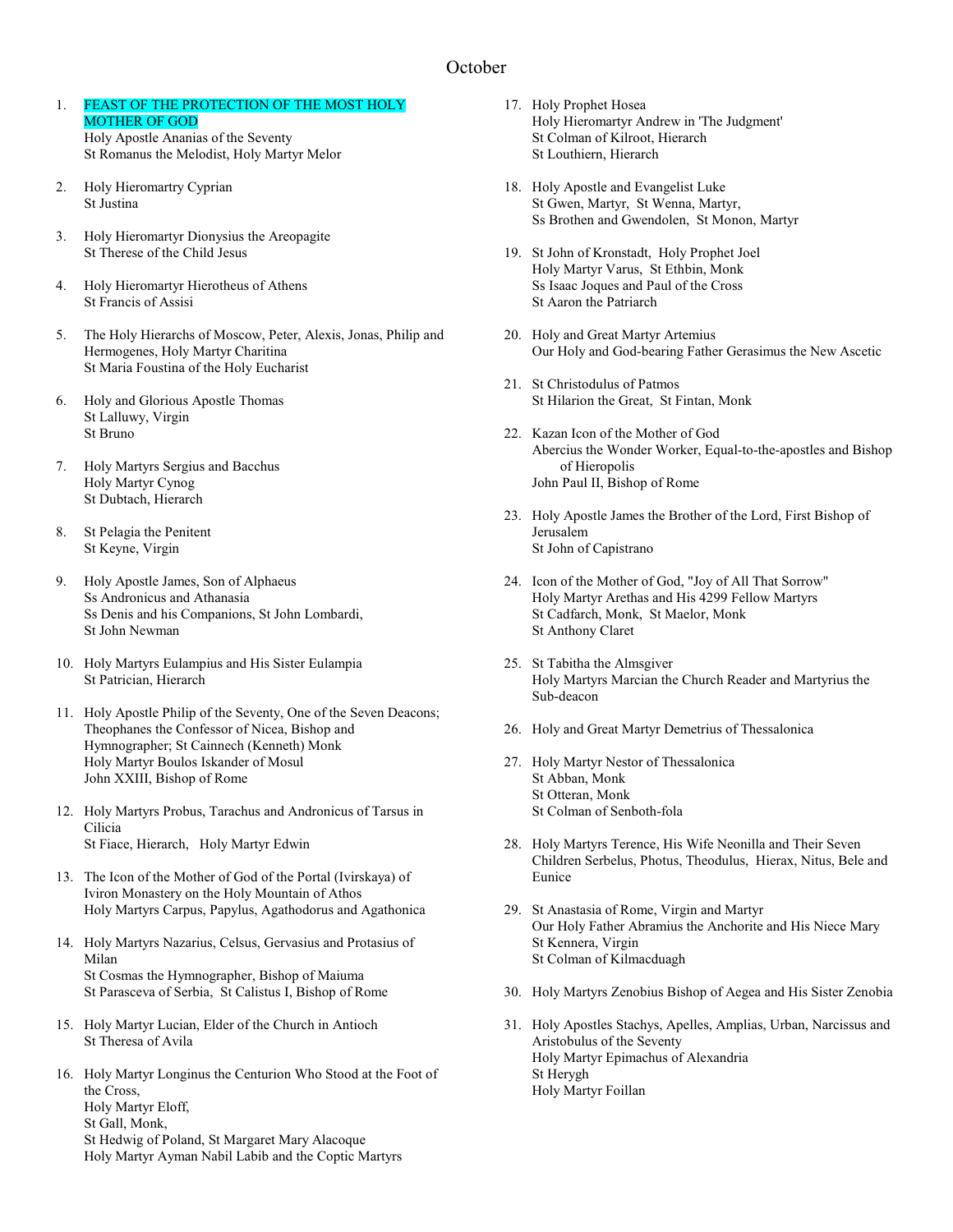# October

1. **FEAST OF THE PROTECTION OF THE MOST HOLY MOTHER OF GOD**
   Holy Apostle Ananias of the Seventy
   St Romanus the Melodist, Holy Martyr Melor

2. Holy Hieromartry Cyprian
   St Justina

3. Holy Hieromartyr Dionysius the Areopagite
   St Therese of the Child Jesus

4. Holy Hieromartyr Hierotheus of Athens
   St Francis of Assisi

5. The Holy Hierarchs of Moscow, Peter, Alexis, Jonas, Philip and Hermogenes, Holy Martyr Charitina
   St Maria Foustina of the Holy Eucharist

6. Holy and Glorious Apostle Thomas
   St Lalluwy, Virgin
   St Bruno

7. Holy Martyrs Sergius and Bacchus
   Holy Martyr Cynog
   St Dubtach, Hierarch

8. St Pelagia the Penitent
   St Keyne, Virgin

9. Holy Apostle James, Son of Alphaeus
   Ss Andronicus and Athanasia
   Ss Denis and his Companions, St John Lombardi,
   St John Newman

10. Holy Martyrs Eulampius and His Sister Eulampia
    St Patrician, Hierarch

11. Holy Apostle Philip of the Seventy, One of the Seven Deacons; Theophanes the Confessor of Nicea, Bishop and Hymnographer; St Cainnech (Kenneth) Monk
    Holy Martyr Boulos Iskander of Mosul
    John XXIII, Bishop of Rome

12. Holy Martyrs Probus, Tarachus and Andronicus of Tarsus in Cilicia
    St Fiace, Hierarch, Holy Martyr Edwin

13. The Icon of the Mother of God of the Portal (Ivirskaya) of Iviron Monastery on the Holy Mountain of Athos
    Holy Martyrs Carpus, Papylus, Agathodorus and Agathonica

14. Holy Martyrs Nazarius, Celsus, Gervasius and Protasius of Milan
    St Cosmas the Hymnographer, Bishop of Maiuma
    St Parasceva of Serbia, St Calistus I, Bishop of Rome

15. Holy Martyr Lucian, Elder of the Church in Antioch
    St Theresa of Avila

16. Holy Martyr Longinus the Centurion Who Stood at the Foot of the Cross,
    Holy Martyr Eloff,
    St Gall, Monk,
    St Hedwig of Poland, St Margaret Mary Alacoque
    Holy Martyr Ayman Nabil Labib and the Coptic Martyrs

17. Holy Prophet Hosea
    Holy Hieromartyr Andrew in 'The Judgment'
    St Colman of Kilroot, Hierarch
    St Louthiern, Hierarch

18. Holy Apostle and Evangelist Luke
    St Gwen, Martyr, St Wenna, Martyr,
    Ss Brothen and Gwendolen, St Monon, Martyr

19. St John of Kronstadt, Holy Prophet Joel
    Holy Martyr Varus, St Ethbin, Monk
    Ss Isaac Joques and Paul of the Cross
    St Aaron the Patriarch

20. Holy and Great Martyr Artemius
    Our Holy and God-bearing Father Gerasimus the New Ascetic

21. St Christodulus of Patmos
    St Hilarion the Great, St Fintan, Monk

22. Kazan Icon of the Mother of God
    Abercius the Wonder Worker, Equal-to-the-apostles and Bishop of Hieropolis
    John Paul II, Bishop of Rome

23. Holy Apostle James the Brother of the Lord, First Bishop of Jerusalem
    St John of Capistrano

24. Icon of the Mother of God, "Joy of All That Sorrow"
    Holy Martyr Arethas and His 4299 Fellow Martyrs
    St Cadfarch, Monk, St Maelor, Monk
    St Anthony Claret

25. St Tabitha the Almsgiver
    Holy Martyrs Marcian the Church Reader and Martyrius the Sub-deacon

26. Holy and Great Martyr Demetrius of Thessalonica

27. Holy Martyr Nestor of Thessalonica
    St Abban, Monk
    St Otteran, Monk
    St Colman of Senboth-fola

28. Holy Martyrs Terence, His Wife Neonilla and Their Seven Children Serbelus, Photus, Theodulus, Hierax, Nitus, Bele and Eunice

29. St Anastasia of Rome, Virgin and Martyr
    Our Holy Father Abramius the Anchorite and His Niece Mary
    St Kennera, Virgin
    St Colman of Kilmacduagh

30. Holy Martyrs Zenobius Bishop of Aegea and His Sister Zenobia

31. Holy Apostles Stachys, Apelles, Amplias, Urban, Narcissus and Aristobulus of the Seventy
    Holy Martyr Epimachus of Alexandria
    St Herygh
    Holy Martyr Foillan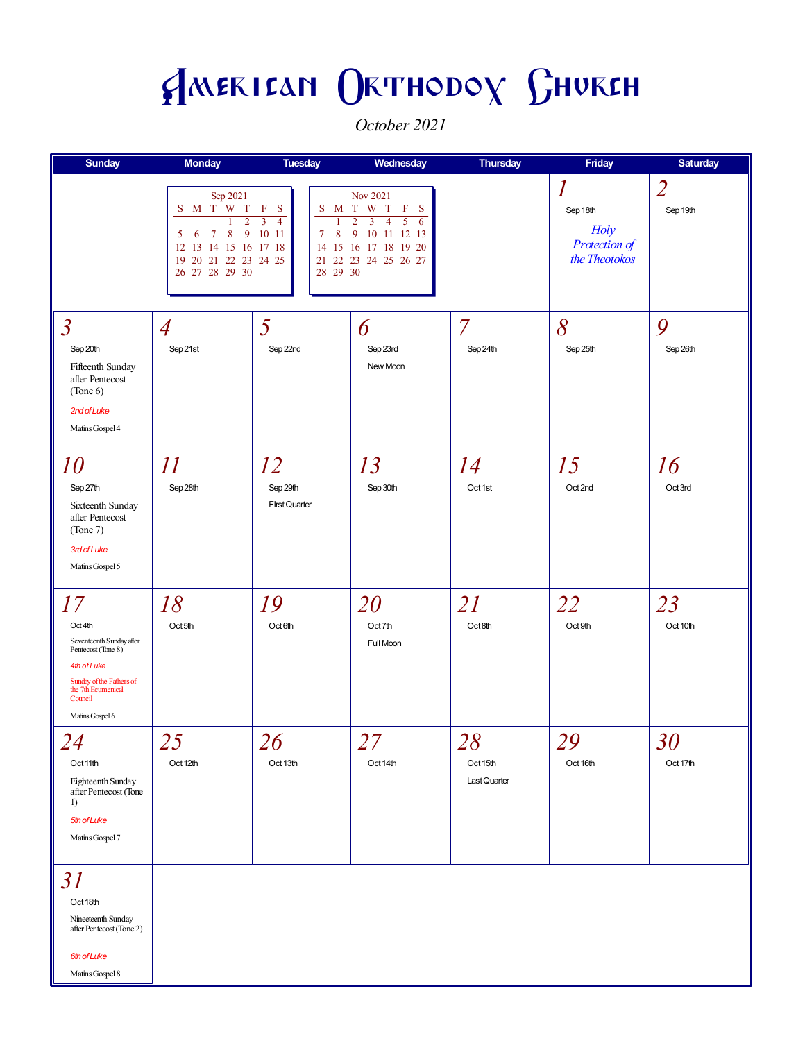# American Orthodox Church

*October 2021*

| Sunday | Monday | Tuesday | Wednesday | Thursday | Friday | Saturday |
|---|---|---|---|---|---|---|
| | | | | | *1*<br>Sep 18th<br>*Holy Protection of the Theotokos* | *2*<br>Sep 19th |
| *3*<br>Sep 20th<br>Fifteenth Sunday after Pentecost (Tone 6)<br>*2nd of Luke*<br>Matins Gospel 4 | *4*<br>Sep 21st | *5*<br>Sep 22nd | *6*<br>Sep 23rd<br>New Moon | *7*<br>Sep 24th | *8*<br>Sep 25th | *9*<br>Sep 26th |
| *10*<br>Sep 27th<br>Sixteenth Sunday after Pentecost (Tone 7)<br>*3rd of Luke*<br>Matins Gospel 5 | *11*<br>Sep 28th | *12*<br>Sep 29th<br>FIrst Quarter | *13*<br>Sep 30th | *14*<br>Oct 1st | *15*<br>Oct 2nd | *16*<br>Oct 3rd |
| *17*<br>Oct 4th<br>Seventeenth Sunday after Pentecost (Tone 8)<br>*4th of Luke*<br>Sunday of the Fathers of the 7th Ecumenical Council<br>Matins Gospel 6 | *18*<br>Oct 5th | *19*<br>Oct 6th | *20*<br>Oct 7th<br>Full Moon | *21*<br>Oct 8th | *22*<br>Oct 9th | *23*<br>Oct 10th |
| *24*<br>Oct 11th<br>Eighteenth Sunday after Pentecost (Tone 1)<br>*5th of Luke*<br>Matins Gospel 7 | *25*<br>Oct 12th | *26*<br>Oct 13th | *27*<br>Oct 14th | *28*<br>Oct 15th<br>Last Quarter | *29*<br>Oct 16th | *30*<br>Oct 17th |
| *31*<br>Oct 18th<br>Nineteenth Sunday after Pentecost (Tone 2)<br>*6th of Luke*<br>Matins Gospel 8 | | | | | | |

**Sep 2021**

| S | M | T | W | T | F | S |
|---|---|---|---|---|---|---|
| | | | 1 | 2 | 3 | 4 |
| 5 | 6 | 7 | 8 | 9 | 10 | 11 |
| 12 | 13 | 14 | 15 | 16 | 17 | 18 |
| 19 | 20 | 21 | 22 | 23 | 24 | 25 |
| 26 | 27 | 28 | 29 | 30 | | |

**Nov 2021**

| S | M | T | W | T | F | S |
|---|---|---|---|---|---|---|
| | 1 | 2 | 3 | 4 | 5 | 6 |
| 7 | 8 | 9 | 10 | 11 | 12 | 13 |
| 14 | 15 | 16 | 17 | 18 | 19 | 20 |
| 21 | 22 | 23 | 24 | 25 | 26 | 27 |
| 28 | 29 | 30 | | | | |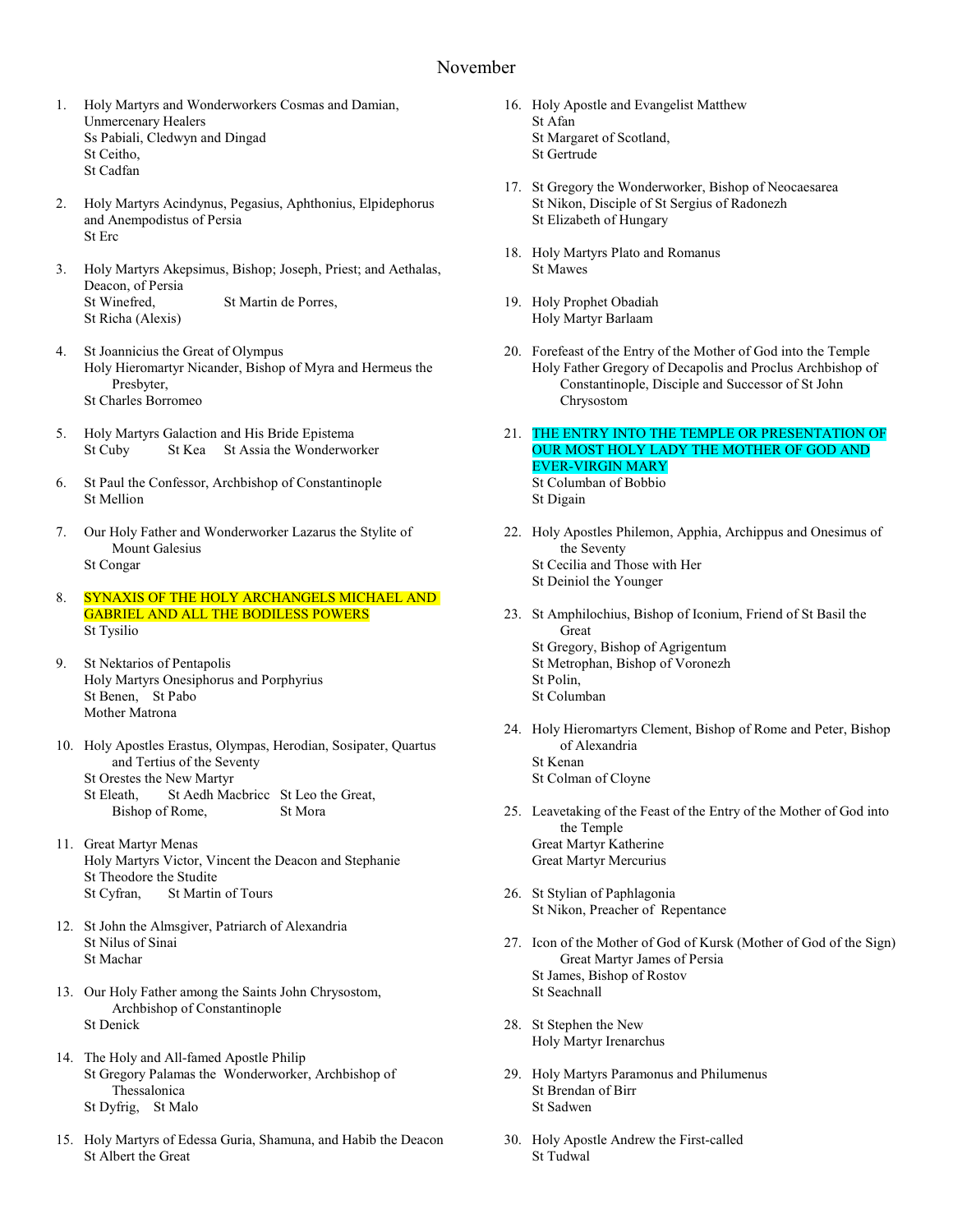# November

1. Holy Martyrs and Wonderworkers Cosmas and Damian, Unmercenary Healers
   Ss Pabiali, Cledwyn and Dingad
   St Ceitho,
   St Cadfan

2. Holy Martyrs Acindynus, Pegasius, Aphthonius, Elpidephorus and Anempodistus of Persia
   St Erc

3. Holy Martyrs Akepsimus, Bishop; Joseph, Priest; and Aethalas, Deacon, of Persia
   St Winefred, St Martin de Porres,
   St Richa (Alexis)

4. St Joannicius the Great of Olympus
   Holy Hieromartyr Nicander, Bishop of Myra and Hermeus the Presbyter,
   St Charles Borromeo

5. Holy Martyrs Galaction and His Bride Epistema
   St Cuby St Kea St Assia the Wonderworker

6. St Paul the Confessor, Archbishop of Constantinople
   St Mellion

7. Our Holy Father and Wonderworker Lazarus the Stylite of Mount Galesius
   St Congar

8. SYNAXIS OF THE HOLY ARCHANGELS MICHAEL AND GABRIEL AND ALL THE BODILESS POWERS
   St Tysilio

9. St Nektarios of Pentapolis
   Holy Martyrs Onesiphorus and Porphyrius
   St Benen, St Pabo
   Mother Matrona

10. Holy Apostles Erastus, Olympas, Herodian, Sosipater, Quartus and Tertius of the Seventy
    St Orestes the New Martyr
    St Eleath, St Aedh Macbricc St Leo the Great, Bishop of Rome, St Mora

11. Great Martyr Menas
    Holy Martyrs Victor, Vincent the Deacon and Stephanie
    St Theodore the Studite
    St Cyfran, St Martin of Tours

12. St John the Almsgiver, Patriarch of Alexandria
    St Nilus of Sinai
    St Machar

13. Our Holy Father among the Saints John Chrysostom, Archbishop of Constantinople
    St Denick

14. The Holy and All-famed Apostle Philip
    St Gregory Palamas the Wonderworker, Archbishop of Thessalonica
    St Dyfrig, St Malo

15. Holy Martyrs of Edessa Guria, Shamuna, and Habib the Deacon
    St Albert the Great

16. Holy Apostle and Evangelist Matthew
    St Afan
    St Margaret of Scotland,
    St Gertrude

17. St Gregory the Wonderworker, Bishop of Neocaesarea
    St Nikon, Disciple of St Sergius of Radonezh
    St Elizabeth of Hungary

18. Holy Martyrs Plato and Romanus
    St Mawes

19. Holy Prophet Obadiah
    Holy Martyr Barlaam

20. Forefeast of the Entry of the Mother of God into the Temple
    Holy Father Gregory of Decapolis and Proclus Archbishop of Constantinople, Disciple and Successor of St John Chrysostom

21. THE ENTRY INTO THE TEMPLE OR PRESENTATION OF OUR MOST HOLY LADY THE MOTHER OF GOD AND EVER-VIRGIN MARY
    St Columban of Bobbio
    St Digain

22. Holy Apostles Philemon, Apphia, Archippus and Onesimus of the Seventy
    St Cecilia and Those with Her
    St Deiniol the Younger

23. St Amphilochius, Bishop of Iconium, Friend of St Basil the Great
    St Gregory, Bishop of Agrigentum
    St Metrophan, Bishop of Voronezh
    St Polin,
    St Columban

24. Holy Hieromartyrs Clement, Bishop of Rome and Peter, Bishop of Alexandria
    St Kenan
    St Colman of Cloyne

25. Leavetaking of the Feast of the Entry of the Mother of God into the Temple
    Great Martyr Katherine
    Great Martyr Mercurius

26. St Stylian of Paphlagonia
    St Nikon, Preacher of Repentance

27. Icon of the Mother of God of Kursk (Mother of God of the Sign)
    Great Martyr James of Persia
    St James, Bishop of Rostov
    St Seachnall

28. St Stephen the New
    Holy Martyr Irenarchus

29. Holy Martyrs Paramonus and Philumenus
    St Brendan of Birr
    St Sadwen

30. Holy Apostle Andrew the First-called
    St Tudwal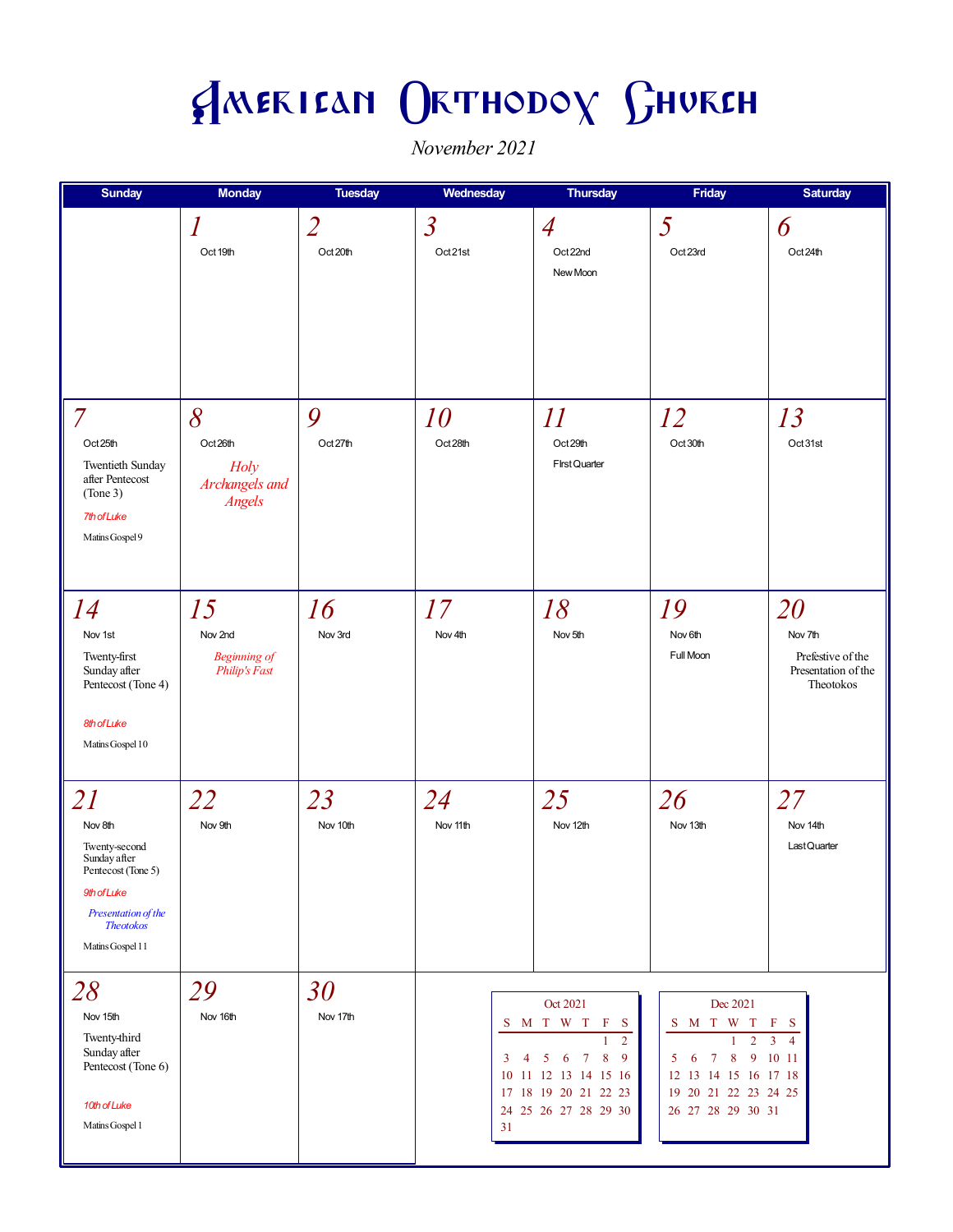# American Orthodox Church

*November 2021*

| Sunday | Monday | Tuesday | Wednesday | Thursday | Friday | Saturday |
|---|---|---|---|---|---|---|
| | *1* Oct 19th | *2* Oct 20th | *3* Oct 21st | *4* Oct 22nd New Moon | *5* Oct 23rd | *6* Oct 24th |
| *7* Oct 25th Twentieth Sunday after Pentecost (Tone 3) *7th of Luke* Matins Gospel 9 | *8* Oct 26th *Holy Archangels and Angels* | *9* Oct 27th | *10* Oct 28th | *11* Oct 29th FIrst Quarter | *12* Oct 30th | *13* Oct 31st |
| *14* Nov 1st Twenty-first Sunday after Pentecost (Tone 4) *8th of Luke* Matins Gospel 10 | *15* Nov 2nd *Beginning of Philip's Fast* | *16* Nov 3rd | *17* Nov 4th | *18* Nov 5th | *19* Nov 6th Full Moon | *20* Nov 7th Prefestive of the Presentation of the Theotokos |
| *21* Nov 8th Twenty-second Sunday after Pentecost (Tone 5) *9th of Luke* *Presentation of the Theotokos* Matins Gospel 11 | *22* Nov 9th | *23* Nov 10th | *24* Nov 11th | *25* Nov 12th | *26* Nov 13th | *27* Nov 14th Last Quarter |
| *28* Nov 15th Twenty-third Sunday after Pentecost (Tone 6) *10th of Luke* Matins Gospel 1 | *29* Nov 16th | *30* Nov 17th | | | | |

**Oct 2021**

| S | M | T | W | T | F | S |
|---|---|---|---|---|---|---|
| | | | | | 1 | 2 |
| 3 | 4 | 5 | 6 | 7 | 8 | 9 |
| 10 | 11 | 12 | 13 | 14 | 15 | 16 |
| 17 | 18 | 19 | 20 | 21 | 22 | 23 |
| 24 | 25 | 26 | 27 | 28 | 29 | 30 |
| 31 | | | | | | |

**Dec 2021**

| S | M | T | W | T | F | S |
|---|---|---|---|---|---|---|
| | | | 1 | 2 | 3 | 4 |
| 5 | 6 | 7 | 8 | 9 | 10 | 11 |
| 12 | 13 | 14 | 15 | 16 | 17 | 18 |
| 19 | 20 | 21 | 22 | 23 | 24 | 25 |
| 26 | 27 | 28 | 29 | 30 | 31 | |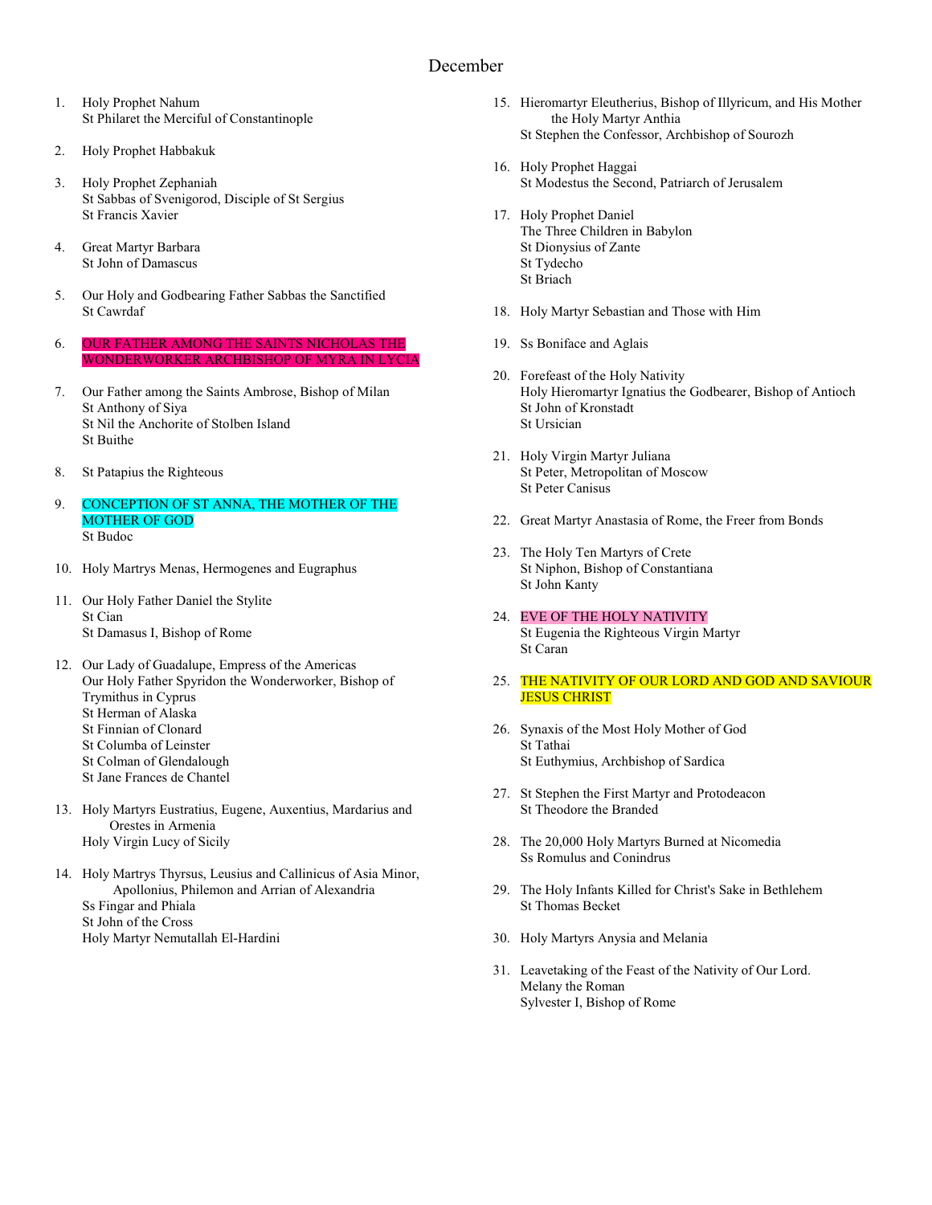# December

1. Holy Prophet Nahum
   St Philaret the Merciful of Constantinople

2. Holy Prophet Habbakuk

3. Holy Prophet Zephaniah
   St Sabbas of Svenigorod, Disciple of St Sergius
   St Francis Xavier

4. Great Martyr Barbara
   St John of Damascus

5. Our Holy and Godbearing Father Sabbas the Sanctified
   St Cawrdaf

6. OUR FATHER AMONG THE SAINTS NICHOLAS THE WONDERWORKER ARCHBISHOP OF MYRA IN LYCIA

7. Our Father among the Saints Ambrose, Bishop of Milan
   St Anthony of Siya
   St Nil the Anchorite of Stolben Island
   St Buithe

8. St Patapius the Righteous

9. CONCEPTION OF ST ANNA, THE MOTHER OF THE MOTHER OF GOD
   St Budoc

10. Holy Martyrs Menas, Hermogenes and Eugraphus

11. Our Holy Father Daniel the Stylite
    St Cian
    St Damasus I, Bishop of Rome

12. Our Lady of Guadalupe, Empress of the Americas
    Our Holy Father Spyridon the Wonderworker, Bishop of Trymithus in Cyprus
    St Herman of Alaska
    St Finnian of Clonard
    St Columba of Leinster
    St Colman of Glendalough
    St Jane Frances de Chantel

13. Holy Martyrs Eustratius, Eugene, Auxentius, Mardarius and Orestes in Armenia
    Holy Virgin Lucy of Sicily

14. Holy Martyrs Thyrsus, Leusius and Callinicus of Asia Minor, Apollonius, Philemon and Arrian of Alexandria
    Ss Fingar and Phiala
    St John of the Cross
    Holy Martyr Nemutallah El-Hardini

15. Hieromartyr Eleutherius, Bishop of Illyricum, and His Mother the Holy Martyr Anthia
    St Stephen the Confessor, Archbishop of Sourozh

16. Holy Prophet Haggai
    St Modestus the Second, Patriarch of Jerusalem

17. Holy Prophet Daniel
    The Three Children in Babylon
    St Dionysius of Zante
    St Tydecho
    St Briach

18. Holy Martyr Sebastian and Those with Him

19. Ss Boniface and Aglais

20. Forefeast of the Holy Nativity
    Holy Hieromartyr Ignatius the Godbearer, Bishop of Antioch
    St John of Kronstadt
    St Ursician

21. Holy Virgin Martyr Juliana
    St Peter, Metropolitan of Moscow
    St Peter Canisus

22. Great Martyr Anastasia of Rome, the Freer from Bonds

23. The Holy Ten Martyrs of Crete
    St Niphon, Bishop of Constantiana
    St John Kanty

24. EVE OF THE HOLY NATIVITY
    St Eugenia the Righteous Virgin Martyr
    St Caran

25. THE NATIVITY OF OUR LORD AND GOD AND SAVIOUR JESUS CHRIST

26. Synaxis of the Most Holy Mother of God
    St Tathai
    St Euthymius, Archbishop of Sardica

27. St Stephen the First Martyr and Protodeacon
    St Theodore the Branded

28. The 20,000 Holy Martyrs Burned at Nicomedia
    Ss Romulus and Conindrus

29. The Holy Infants Killed for Christ's Sake in Bethlehem
    St Thomas Becket

30. Holy Martyrs Anysia and Melania

31. Leavetaking of the Feast of the Nativity of Our Lord.
    Melany the Roman
    Sylvester I, Bishop of Rome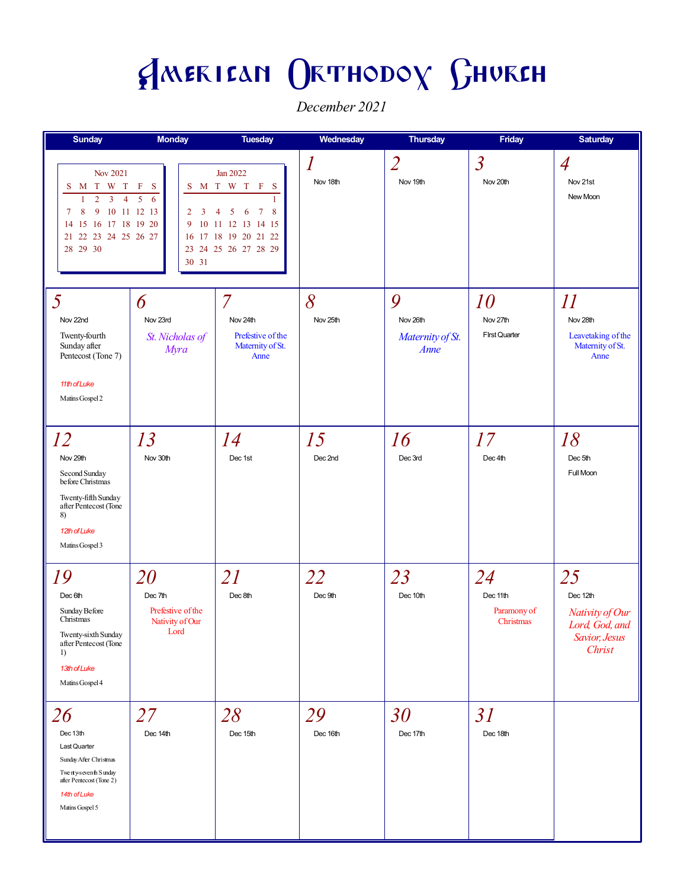# American Orthodox Church

*December 2021*

| Sunday | Monday | Tuesday | Wednesday | Thursday | Friday | Saturday |
|---|---|---|---|---|---|---|
| | | | 1<br>Nov 18th | 2<br>Nov 19th | 3<br>Nov 20th | 4<br>Nov 21st<br>New Moon |
| 5<br>Nov 22nd<br>Twenty-fourth Sunday after Pentecost (Tone 7)<br>11th of Luke<br>Matins Gospel 2 | 6<br>Nov 23rd<br>*St. Nicholas of Myra* | 7<br>Nov 24th<br>Prefestive of the Maternity of St. Anne | 8<br>Nov 25th | 9<br>Nov 26th<br>*Maternity of St. Anne* | 10<br>Nov 27th<br>First Quarter | 11<br>Nov 28th<br>Leavetaking of the Maternity of St. Anne |
| 12<br>Nov 29th<br>Second Sunday before Christmas<br>Twenty-fifth Sunday after Pentecost (Tone 8)<br>12th of Luke<br>Matins Gospel 3 | 13<br>Nov 30th | 14<br>Dec 1st | 15<br>Dec 2nd | 16<br>Dec 3rd | 17<br>Dec 4th | 18<br>Dec 5th<br>Full Moon |
| 19<br>Dec 6th<br>Sunday Before Christmas<br>Twenty-sixth Sunday after Pentecost (Tone 1)<br>13th of Luke<br>Matins Gospel 4 | 20<br>Dec 7th<br>Prefestive of the Nativity of Our Lord | 21<br>Dec 8th | 22<br>Dec 9th | 23<br>Dec 10th | 24<br>Dec 11th<br>Paramony of Christmas | 25<br>Dec 12th<br>*Nativity of Our Lord, God, and Savior, Jesus Christ* |
| 26<br>Dec 13th<br>Last Quarter<br>Sunday After Christmas<br>Twenty-seventh Sunday after Pentecost (Tone 2)<br>14th of Luke<br>Matins Gospel 5 | 27<br>Dec 14th | 28<br>Dec 15th | 29<br>Dec 16th | 30<br>Dec 17th | 31<br>Dec 18th | |

**Nov 2021**

| S | M | T | W | T | F | S |
|---|---|---|---|---|---|---|
| | 1 | 2 | 3 | 4 | 5 | 6 |
| 7 | 8 | 9 | 10 | 11 | 12 | 13 |
| 14 | 15 | 16 | 17 | 18 | 19 | 20 |
| 21 | 22 | 23 | 24 | 25 | 26 | 27 |
| 28 | 29 | 30 | | | | |

**Jan 2022**

| S | M | T | W | T | F | S |
|---|---|---|---|---|---|---|
| | | | | | | 1 |
| 2 | 3 | 4 | 5 | 6 | 7 | 8 |
| 9 | 10 | 11 | 12 | 13 | 14 | 15 |
| 16 | 17 | 18 | 19 | 20 | 21 | 22 |
| 23 | 24 | 25 | 26 | 27 | 28 | 29 |
| 30 | 31 | | | | | |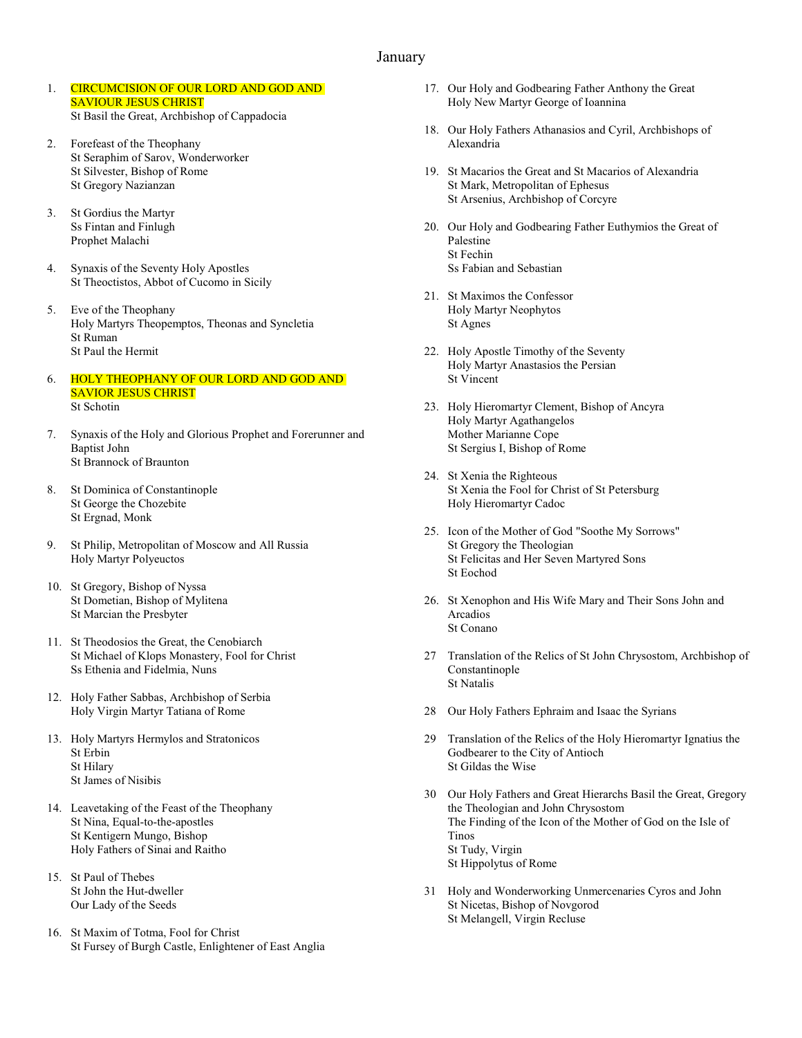# January

1. CIRCUMCISION OF OUR LORD AND GOD AND SAVIOUR JESUS CHRIST
   St Basil the Great, Archbishop of Cappadocia

2. Forefeast of the Theophany
   St Seraphim of Sarov, Wonderworker
   St Silvester, Bishop of Rome
   St Gregory Nazianzan

3. St Gordius the Martyr
   Ss Fintan and Finlugh
   Prophet Malachi

4. Synaxis of the Seventy Holy Apostles
   St Theoctistos, Abbot of Cucomo in Sicily

5. Eve of the Theophany
   Holy Martyrs Theopemptos, Theonas and Syncletia
   St Ruman
   St Paul the Hermit

6. HOLY THEOPHANY OF OUR LORD AND GOD AND SAVIOR JESUS CHRIST
   St Schotin

7. Synaxis of the Holy and Glorious Prophet and Forerunner and Baptist John
   St Brannock of Braunton

8. St Dominica of Constantinople
   St George the Chozebite
   St Ergnad, Monk

9. St Philip, Metropolitan of Moscow and All Russia
   Holy Martyr Polyeuctos

10. St Gregory, Bishop of Nyssa
    St Dometian, Bishop of Mylitena
    St Marcian the Presbyter

11. St Theodosios the Great, the Cenobiarch
    St Michael of Klops Monastery, Fool for Christ
    Ss Ethenia and Fidelmia, Nuns

12. Holy Father Sabbas, Archbishop of Serbia
    Holy Virgin Martyr Tatiana of Rome

13. Holy Martyrs Hermylos and Stratonicos
    St Erbin
    St Hilary
    St James of Nisibis

14. Leavetaking of the Feast of the Theophany
    St Nina, Equal-to-the-apostles
    St Kentigern Mungo, Bishop
    Holy Fathers of Sinai and Raitho

15. St Paul of Thebes
    St John the Hut-dweller
    Our Lady of the Seeds

16. St Maxim of Totma, Fool for Christ
    St Fursey of Burgh Castle, Enlightener of East Anglia

17. Our Holy and Godbearing Father Anthony the Great
    Holy New Martyr George of Ioannina

18. Our Holy Fathers Athanasios and Cyril, Archbishops of Alexandria

19. St Macarios the Great and St Macarios of Alexandria
    St Mark, Metropolitan of Ephesus
    St Arsenius, Archbishop of Corcyre

20. Our Holy and Godbearing Father Euthymios the Great of Palestine
    St Fechin
    Ss Fabian and Sebastian

21. St Maximos the Confessor
    Holy Martyr Neophytos
    St Agnes

22. Holy Apostle Timothy of the Seventy
    Holy Martyr Anastasios the Persian
    St Vincent

23. Holy Hieromartyr Clement, Bishop of Ancyra
    Holy Martyr Agathangelos
    Mother Marianne Cope
    St Sergius I, Bishop of Rome

24. St Xenia the Righteous
    St Xenia the Fool for Christ of St Petersburg
    Holy Hieromartyr Cadoc

25. Icon of the Mother of God "Soothe My Sorrows"
    St Gregory the Theologian
    St Felicitas and Her Seven Martyred Sons
    St Eochod

26. St Xenophon and His Wife Mary and Their Sons John and Arcadios
    St Conano

27 Translation of the Relics of St John Chrysostom, Archbishop of Constantinople
   St Natalis

28 Our Holy Fathers Ephraim and Isaac the Syrians

29 Translation of the Relics of the Holy Hieromartyr Ignatius the Godbearer to the City of Antioch
   St Gildas the Wise

30 Our Holy Fathers and Great Hierarchs Basil the Great, Gregory the Theologian and John Chrysostom
   The Finding of the Icon of the Mother of God on the Isle of Tinos
   St Tudy, Virgin
   St Hippolytus of Rome

31 Holy and Wonderworking Unmercenaries Cyros and John
   St Nicetas, Bishop of Novgorod
   St Melangell, Virgin Recluse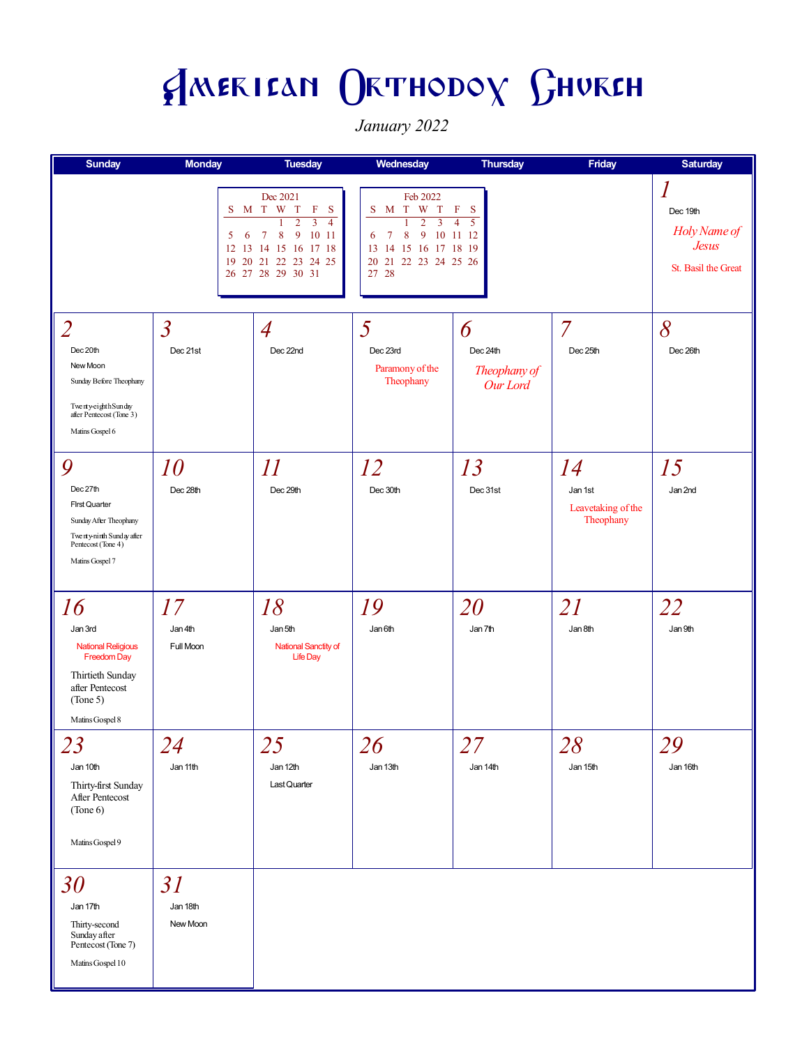# American Orthodox Church

*January 2022*

| Sunday | Monday | Tuesday | Wednesday | Thursday | Friday | Saturday |
|---|---|---|---|---|---|---|
| | | | | | | **1** Dec 19th *Holy Name of Jesus* St. Basil the Great |
| **2** Dec 20th New Moon Sunday Before Theophany Twenty-eighth Sunday after Pentecost (Tone 3) Matins Gospel 6 | **3** Dec 21st | **4** Dec 22nd | **5** Dec 23rd Paramony of the Theophany | **6** Dec 24th *Theophany of Our Lord* | **7** Dec 25th | **8** Dec 26th |
| **9** Dec 27th First Quarter Sunday After Theophany Twenty-ninth Sunday after Pentecost (Tone 4) Matins Gospel 7 | **10** Dec 28th | **11** Dec 29th | **12** Dec 30th | **13** Dec 31st | **14** Jan 1st Leavetaking of the Theophany | **15** Jan 2nd |
| **16** Jan 3rd National Religious Freedom Day Thirtieth Sunday after Pentecost (Tone 5) Matins Gospel 8 | **17** Jan 4th Full Moon | **18** Jan 5th National Sanctity of Life Day | **19** Jan 6th | **20** Jan 7th | **21** Jan 8th | **22** Jan 9th |
| **23** Jan 10th Thirty-first Sunday After Pentecost (Tone 6) Matins Gospel 9 | **24** Jan 11th | **25** Jan 12th Last Quarter | **26** Jan 13th | **27** Jan 14th | **28** Jan 15th | **29** Jan 16th |
| **30** Jan 17th Thirty-second Sunday after Pentecost (Tone 7) Matins Gospel 10 | **31** Jan 18th New Moon | | | | | |

**Dec 2021**

| S | M | T | W | T | F | S |
|---|---|---|---|---|---|---|
| | | | 1 | 2 | 3 | 4 |
| 5 | 6 | 7 | 8 | 9 | 10 | 11 |
| 12 | 13 | 14 | 15 | 16 | 17 | 18 |
| 19 | 20 | 21 | 22 | 23 | 24 | 25 |
| 26 | 27 | 28 | 29 | 30 | 31 | |

**Feb 2022**

| S | M | T | W | T | F | S |
|---|---|---|---|---|---|---|
| | | 1 | 2 | 3 | 4 | 5 |
| 6 | 7 | 8 | 9 | 10 | 11 | 12 |
| 13 | 14 | 15 | 16 | 17 | 18 | 19 |
| 20 | 21 | 22 | 23 | 24 | 25 | 26 |
| 27 | 28 | | | | | |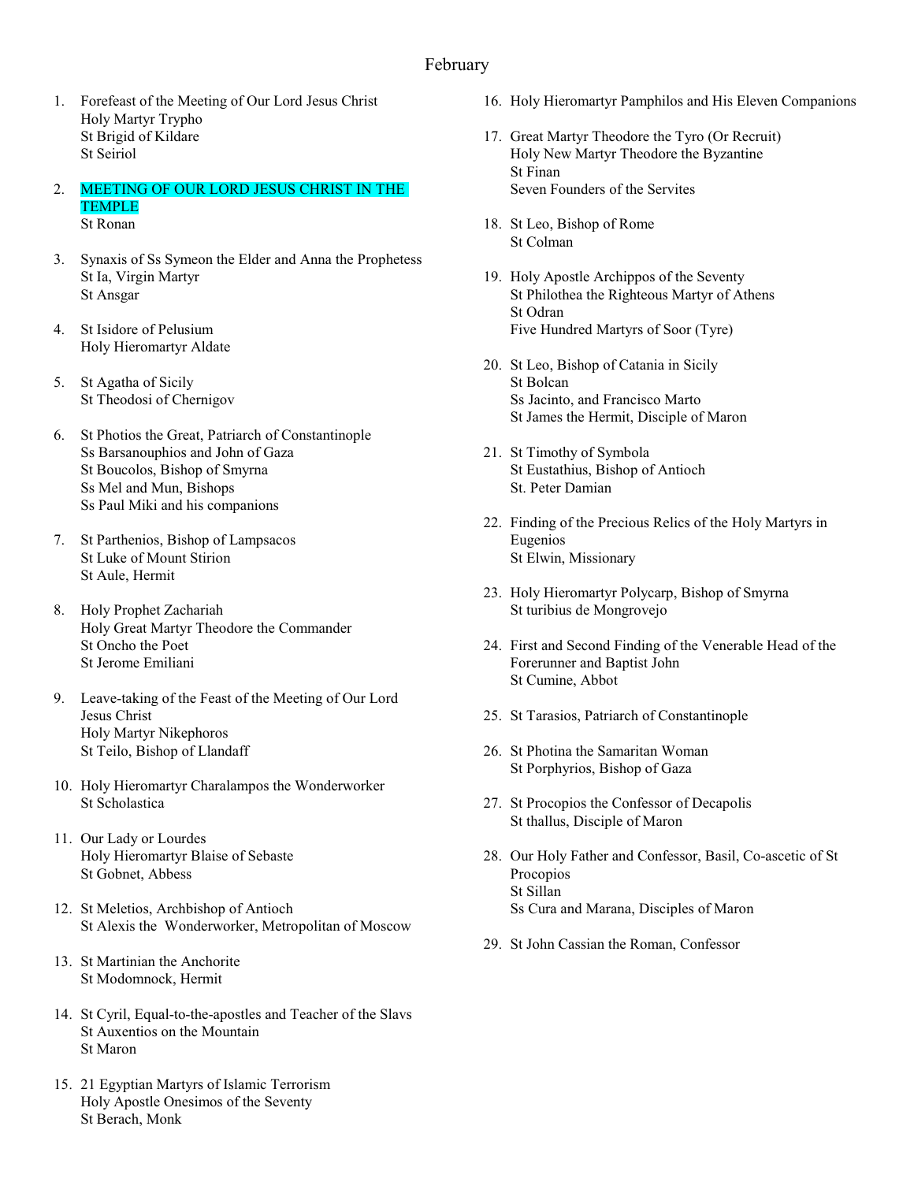# February

1. Forefeast of the Meeting of Our Lord Jesus Christ
   Holy Martyr Trypho
   St Brigid of Kildare
   St Seiriol

2. MEETING OF OUR LORD JESUS CHRIST IN THE TEMPLE
   St Ronan

3. Synaxis of Ss Symeon the Elder and Anna the Prophetess
   St Ia, Virgin Martyr
   St Ansgar

4. St Isidore of Pelusium
   Holy Hieromartyr Aldate

5. St Agatha of Sicily
   St Theodosi of Chernigov

6. St Photios the Great, Patriarch of Constantinople
   Ss Barsanouphios and John of Gaza
   St Boucolos, Bishop of Smyrna
   Ss Mel and Mun, Bishops
   Ss Paul Miki and his companions

7. St Parthenios, Bishop of Lampsacos
   St Luke of Mount Stirion
   St Aule, Hermit

8. Holy Prophet Zachariah
   Holy Great Martyr Theodore the Commander
   St Oncho the Poet
   St Jerome Emiliani

9. Leave-taking of the Feast of the Meeting of Our Lord Jesus Christ
   Holy Martyr Nikephoros
   St Teilo, Bishop of Llandaff

10. Holy Hieromartyr Charalampos the Wonderworker
    St Scholastica

11. Our Lady or Lourdes
    Holy Hieromartyr Blaise of Sebaste
    St Gobnet, Abbess

12. St Meletios, Archbishop of Antioch
    St Alexis the Wonderworker, Metropolitan of Moscow

13. St Martinian the Anchorite
    St Modomnock, Hermit

14. St Cyril, Equal-to-the-apostles and Teacher of the Slavs
    St Auxentios on the Mountain
    St Maron

15. 21 Egyptian Martyrs of Islamic Terrorism
    Holy Apostle Onesimos of the Seventy
    St Berach, Monk

16. Holy Hieromartyr Pamphilos and His Eleven Companions

17. Great Martyr Theodore the Tyro (Or Recruit)
    Holy New Martyr Theodore the Byzantine
    St Finan
    Seven Founders of the Servites

18. St Leo, Bishop of Rome
    St Colman

19. Holy Apostle Archippos of the Seventy
    St Philothea the Righteous Martyr of Athens
    St Odran
    Five Hundred Martyrs of Soor (Tyre)

20. St Leo, Bishop of Catania in Sicily
    St Bolcan
    Ss Jacinto, and Francisco Marto
    St James the Hermit, Disciple of Maron

21. St Timothy of Symbola
    St Eustathius, Bishop of Antioch
    St. Peter Damian

22. Finding of the Precious Relics of the Holy Martyrs in Eugenios
    St Elwin, Missionary

23. Holy Hieromartyr Polycarp, Bishop of Smyrna
    St turibius de Mongrovejo

24. First and Second Finding of the Venerable Head of the Forerunner and Baptist John
    St Cumine, Abbot

25. St Tarasios, Patriarch of Constantinople

26. St Photina the Samaritan Woman
    St Porphyrios, Bishop of Gaza

27. St Procopios the Confessor of Decapolis
    St thallus, Disciple of Maron

28. Our Holy Father and Confessor, Basil, Co-ascetic of St Procopios
    St Sillan
    Ss Cura and Marana, Disciples of Maron

29. St John Cassian the Roman, Confessor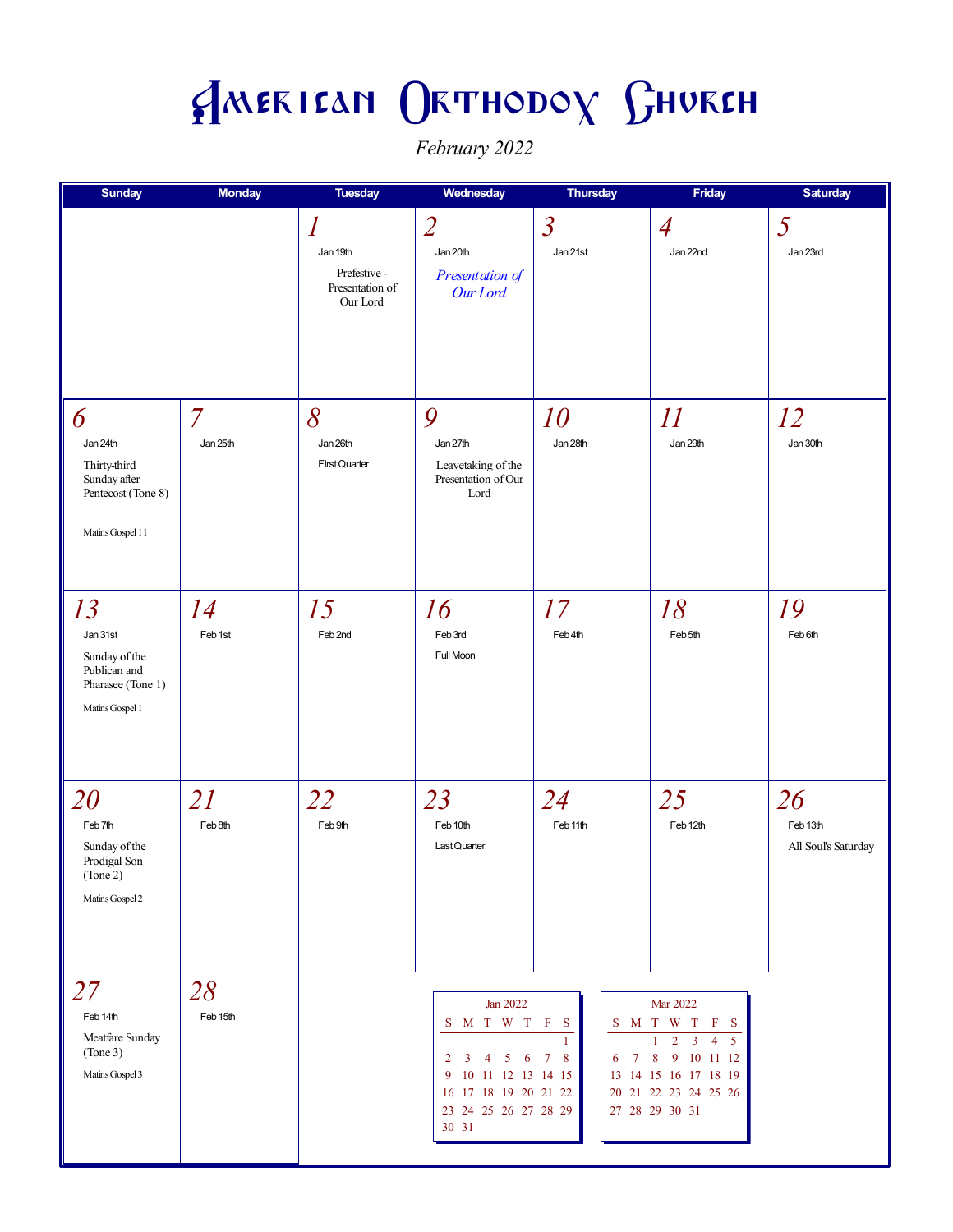# American Orthodox Church

*February 2022*

| Sunday | Monday | Tuesday | Wednesday | Thursday | Friday | Saturday |
|---|---|---|---|---|---|---|
| | | *1*<br>Jan 19th<br>Prefestive - Presentation of Our Lord | *2*<br>Jan 20th<br>*Presentation of Our Lord* | *3*<br>Jan 21st | *4*<br>Jan 22nd | *5*<br>Jan 23rd |
| *6*<br>Jan 24th<br>Thirty-third Sunday after Pentecost (Tone 8)<br>Matins Gospel 11 | *7*<br>Jan 25th | *8*<br>Jan 26th<br>FIrst Quarter | *9*<br>Jan 27th<br>Leavetaking of the Presentation of Our Lord | *10*<br>Jan 28th | *11*<br>Jan 29th | *12*<br>Jan 30th |
| *13*<br>Jan 31st<br>Sunday of the Publican and Pharasee (Tone 1)<br>Matins Gospel 1 | *14*<br>Feb 1st | *15*<br>Feb 2nd | *16*<br>Feb 3rd<br>Full Moon | *17*<br>Feb 4th | *18*<br>Feb 5th | *19*<br>Feb 6th |
| *20*<br>Feb 7th<br>Sunday of the Prodigal Son (Tone 2)<br>Matins Gospel 2 | *21*<br>Feb 8th | *22*<br>Feb 9th | *23*<br>Feb 10th<br>Last Quarter | *24*<br>Feb 11th | *25*<br>Feb 12th | *26*<br>Feb 13th<br>All Soul's Saturday |
| *27*<br>Feb 14th<br>Meatfare Sunday (Tone 3)<br>Matins Gospel 3 | *28*<br>Feb 15th | | | | | |

**Jan 2022**

| S | M | T | W | T | F | S |
|---|---|---|---|---|---|---|
| | | | | | | 1 |
| 2 | 3 | 4 | 5 | 6 | 7 | 8 |
| 9 | 10 | 11 | 12 | 13 | 14 | 15 |
| 16 | 17 | 18 | 19 | 20 | 21 | 22 |
| 23 | 24 | 25 | 26 | 27 | 28 | 29 |
| 30 | 31 | | | | | |

**Mar 2022**

| S | M | T | W | T | F | S |
|---|---|---|---|---|---|---|
| | | 1 | 2 | 3 | 4 | 5 |
| 6 | 7 | 8 | 9 | 10 | 11 | 12 |
| 13 | 14 | 15 | 16 | 17 | 18 | 19 |
| 20 | 21 | 22 | 23 | 24 | 25 | 26 |
| 27 | 28 | 29 | 30 | 31 | | |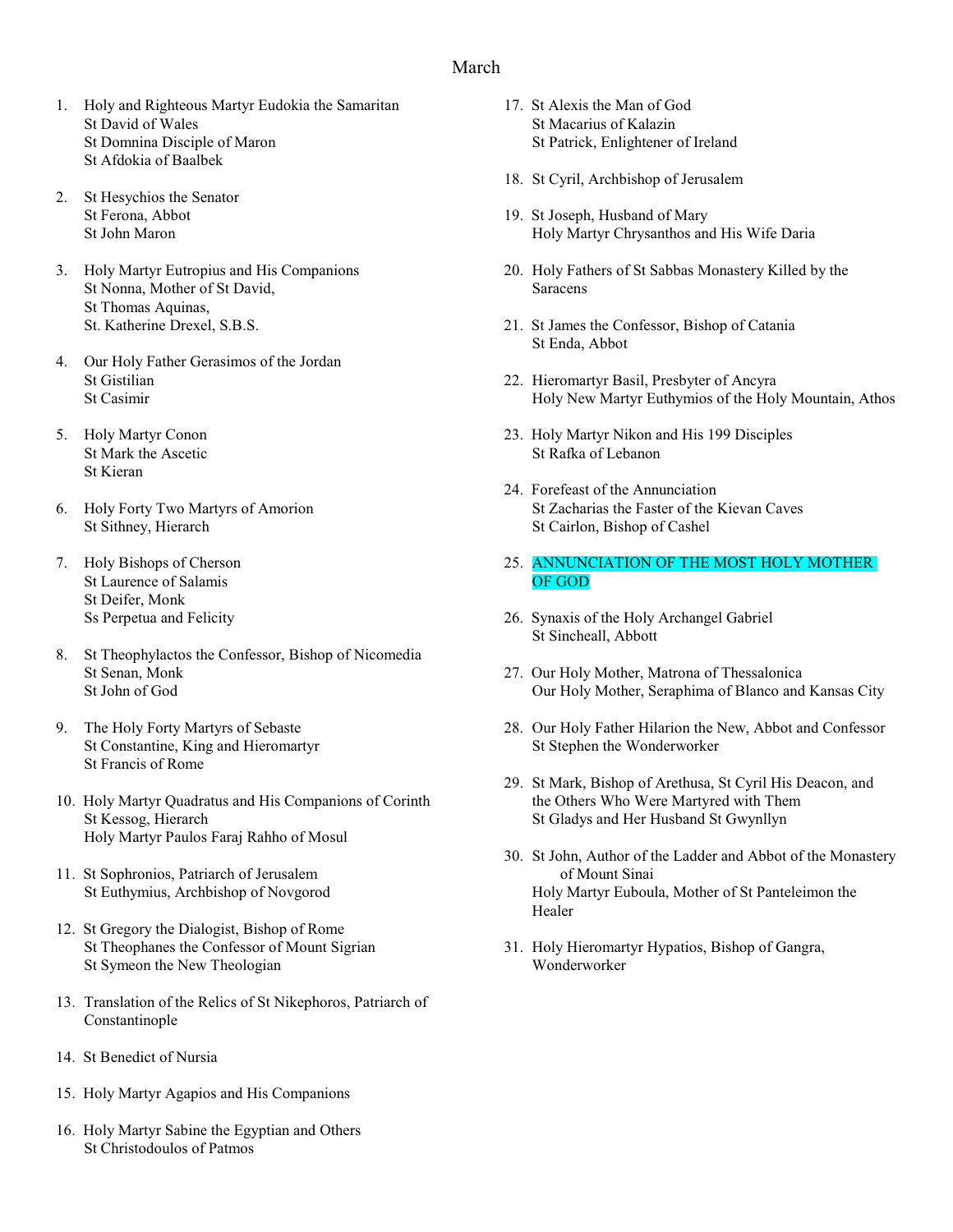# March

1. Holy and Righteous Martyr Eudokia the Samaritan
   St David of Wales
   St Domnina Disciple of Maron
   St Afdokia of Baalbek

2. St Hesychios the Senator
   St Ferona, Abbot
   St John Maron

3. Holy Martyr Eutropius and His Companions
   St Nonna, Mother of St David,
   St Thomas Aquinas,
   St. Katherine Drexel, S.B.S.

4. Our Holy Father Gerasimos of the Jordan
   St Gistilian
   St Casimir

5. Holy Martyr Conon
   St Mark the Ascetic
   St Kieran

6. Holy Forty Two Martyrs of Amorion
   St Sithney, Hierarch

7. Holy Bishops of Cherson
   St Laurence of Salamis
   St Deifer, Monk
   Ss Perpetua and Felicity

8. St Theophylactos the Confessor, Bishop of Nicomedia
   St Senan, Monk
   St John of God

9. The Holy Forty Martyrs of Sebaste
   St Constantine, King and Hieromartyr
   St Francis of Rome

10. Holy Martyr Quadratus and His Companions of Corinth
    St Kessog, Hierarch
    Holy Martyr Paulos Faraj Rahho of Mosul

11. St Sophronios, Patriarch of Jerusalem
    St Euthymius, Archbishop of Novgorod

12. St Gregory the Dialogist, Bishop of Rome
    St Theophanes the Confessor of Mount Sigrian
    St Symeon the New Theologian

13. Translation of the Relics of St Nikephoros, Patriarch of Constantinople

14. St Benedict of Nursia

15. Holy Martyr Agapios and His Companions

16. Holy Martyr Sabine the Egyptian and Others
    St Christodoulos of Patmos

17. St Alexis the Man of God
    St Macarius of Kalazin
    St Patrick, Enlightener of Ireland

18. St Cyril, Archbishop of Jerusalem

19. St Joseph, Husband of Mary
    Holy Martyr Chrysanthos and His Wife Daria

20. Holy Fathers of St Sabbas Monastery Killed by the Saracens

21. St James the Confessor, Bishop of Catania
    St Enda, Abbot

22. Hieromartyr Basil, Presbyter of Ancyra
    Holy New Martyr Euthymios of the Holy Mountain, Athos

23. Holy Martyr Nikon and His 199 Disciples
    St Rafka of Lebanon

24. Forefeast of the Annunciation
    St Zacharias the Faster of the Kievan Caves
    St Cairlon, Bishop of Cashel

25. ANNUNCIATION OF THE MOST HOLY MOTHER OF GOD

26. Synaxis of the Holy Archangel Gabriel
    St Sincheall, Abbott

27. Our Holy Mother, Matrona of Thessalonica
    Our Holy Mother, Seraphima of Blanco and Kansas City

28. Our Holy Father Hilarion the New, Abbot and Confessor
    St Stephen the Wonderworker

29. St Mark, Bishop of Arethusa, St Cyril His Deacon, and the Others Who Were Martyred with Them
    St Gladys and Her Husband St Gwynllyn

30. St John, Author of the Ladder and Abbot of the Monastery of Mount Sinai
    Holy Martyr Euboula, Mother of St Panteleimon the Healer

31. Holy Hieromartyr Hypatios, Bishop of Gangra, Wonderworker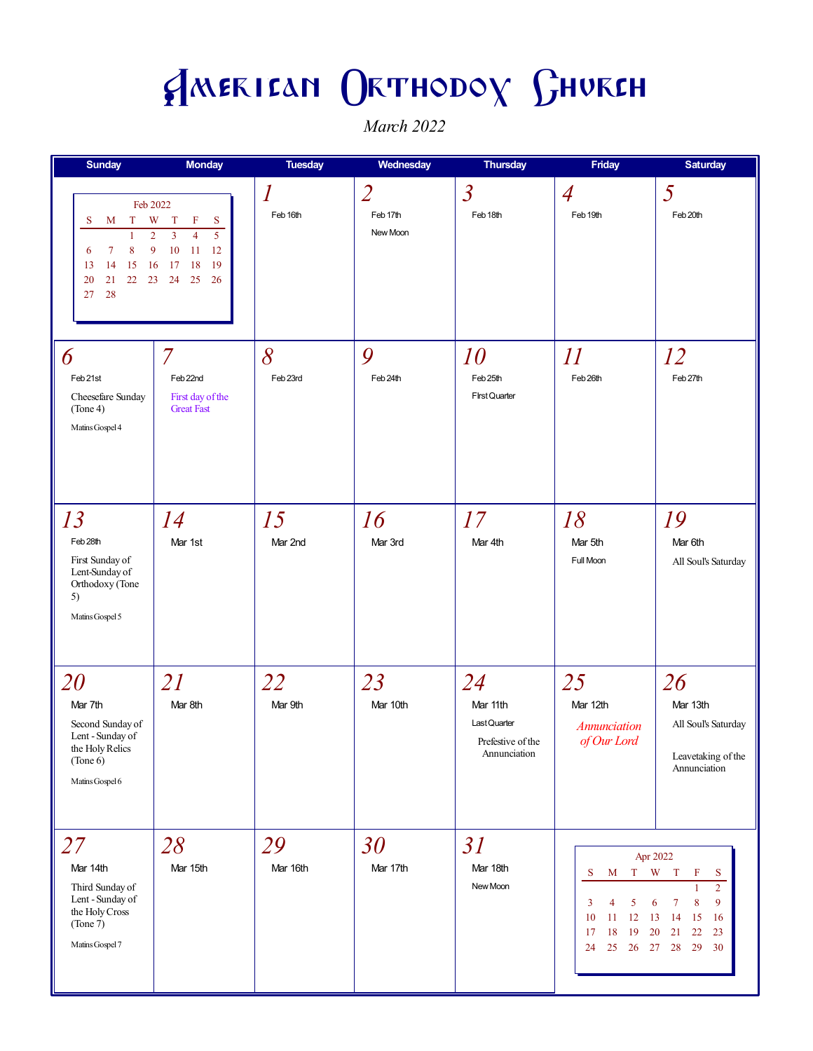# American Orthodox Church

*March 2022*

| Sunday | Monday | Tuesday | Wednesday | Thursday | Friday | Saturday |
|---|---|---|---|---|---|---|
| **Feb 2022** S M T W T F S / 1 2 3 4 5 / 6 7 8 9 10 11 12 / 13 14 15 16 17 18 19 / 20 21 22 23 24 25 26 / 27 28 | | *1* Feb 16th | *2* Feb 17th New Moon | *3* Feb 18th | *4* Feb 19th | *5* Feb 20th |
| *6* Feb 21st Cheesefare Sunday (Tone 4) Matins Gospel 4 | *7* Feb 22nd First day of the Great Fast | *8* Feb 23rd | *9* Feb 24th | *10* Feb 25th First Quarter | *11* Feb 26th | *12* Feb 27th |
| *13* Feb 28th First Sunday of Lent-Sunday of Orthodoxy (Tone 5) Matins Gospel 5 | *14* Mar 1st | *15* Mar 2nd | *16* Mar 3rd | *17* Mar 4th | *18* Mar 5th Full Moon | *19* Mar 6th All Soul's Saturday |
| *20* Mar 7th Second Sunday of Lent - Sunday of the Holy Relics (Tone 6) Matins Gospel 6 | *21* Mar 8th | *22* Mar 9th | *23* Mar 10th | *24* Mar 11th Last Quarter Prefestive of the Annunciation | *25* Mar 12th *Annunciation of Our Lord* | *26* Mar 13th All Soul's Saturday Leavetaking of the Annunciation |
| *27* Mar 14th Third Sunday of Lent - Sunday of the Holy Cross (Tone 7) Matins Gospel 7 | *28* Mar 15th | *29* Mar 16th | *30* Mar 17th | *31* Mar 18th New Moon | **Apr 2022** S M T W T F S / 1 2 / 3 4 5 6 7 8 9 / 10 11 12 13 14 15 16 / 17 18 19 20 21 22 23 / 24 25 26 27 28 29 30 | |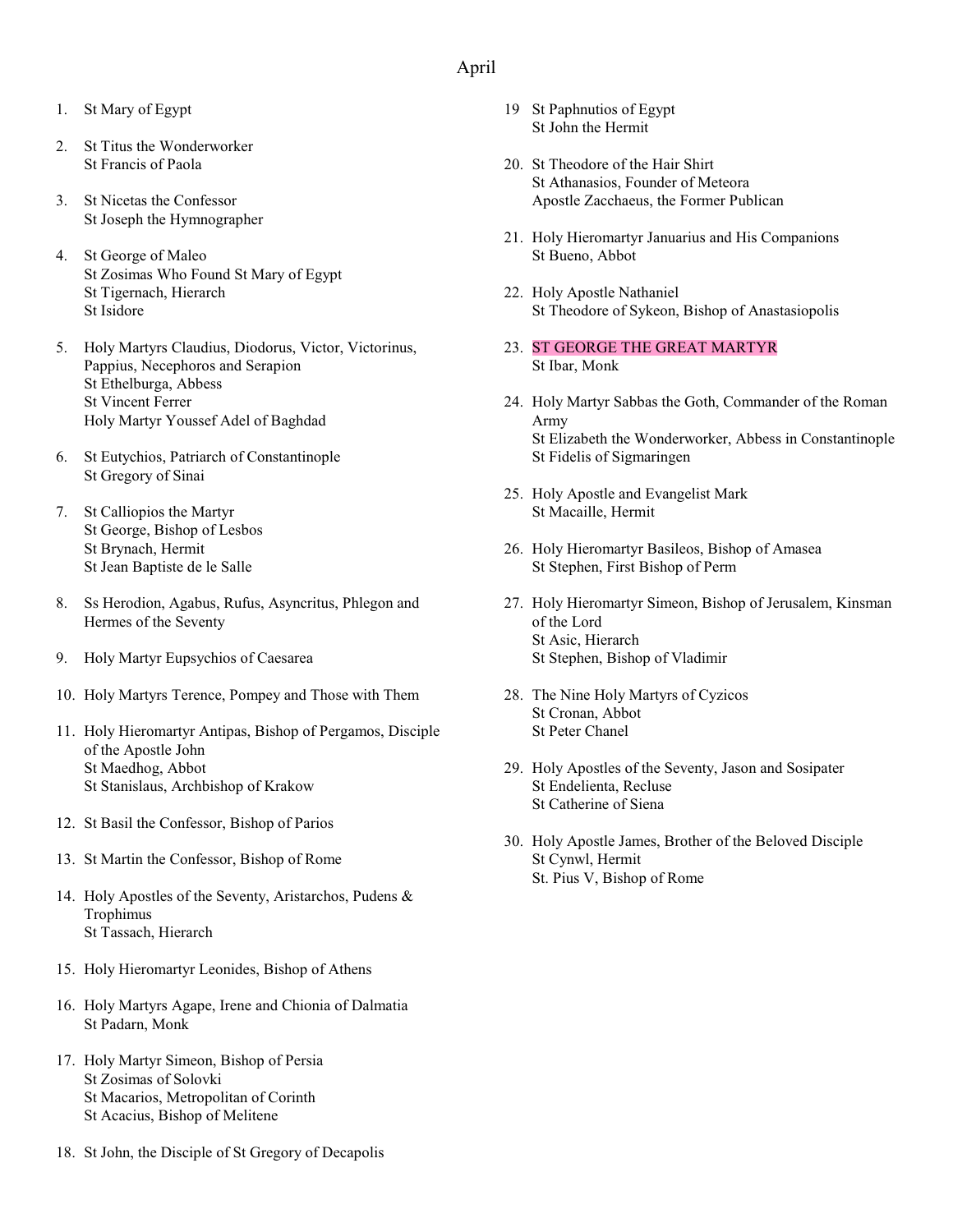# April

1. St Mary of Egypt

2. St Titus the Wonderworker
   St Francis of Paola

3. St Nicetas the Confessor
   St Joseph the Hymnographer

4. St George of Maleo
   St Zosimas Who Found St Mary of Egypt
   St Tigernach, Hierarch
   St Isidore

5. Holy Martyrs Claudius, Diodorus, Victor, Victorinus, Pappius, Necephoros and Serapion
   St Ethelburga, Abbess
   St Vincent Ferrer
   Holy Martyr Youssef Adel of Baghdad

6. St Eutychios, Patriarch of Constantinople
   St Gregory of Sinai

7. St Calliopios the Martyr
   St George, Bishop of Lesbos
   St Brynach, Hermit
   St Jean Baptiste de le Salle

8. Ss Herodion, Agabus, Rufus, Asyncritus, Phlegon and Hermes of the Seventy

9. Holy Martyr Eupsychios of Caesarea

10. Holy Martyrs Terence, Pompey and Those with Them

11. Holy Hieromartyr Antipas, Bishop of Pergamos, Disciple of the Apostle John
    St Maedhog, Abbot
    St Stanislaus, Archbishop of Krakow

12. St Basil the Confessor, Bishop of Parios

13. St Martin the Confessor, Bishop of Rome

14. Holy Apostles of the Seventy, Aristarchos, Pudens & Trophimus
    St Tassach, Hierarch

15. Holy Hieromartyr Leonides, Bishop of Athens

16. Holy Martyrs Agape, Irene and Chionia of Dalmatia
    St Padarn, Monk

17. Holy Martyr Simeon, Bishop of Persia
    St Zosimas of Solovki
    St Macarios, Metropolitan of Corinth
    St Acacius, Bishop of Melitene

18. St John, the Disciple of St Gregory of Decapolis

19. St Paphnutios of Egypt
    St John the Hermit

20. St Theodore of the Hair Shirt
    St Athanasios, Founder of Meteora
    Apostle Zacchaeus, the Former Publican

21. Holy Hieromartyr Januarius and His Companions
    St Bueno, Abbot

22. Holy Apostle Nathaniel
    St Theodore of Sykeon, Bishop of Anastasiopolis

23. ST GEORGE THE GREAT MARTYR
    St Ibar, Monk

24. Holy Martyr Sabbas the Goth, Commander of the Roman Army
    St Elizabeth the Wonderworker, Abbess in Constantinople
    St Fidelis of Sigmaringen

25. Holy Apostle and Evangelist Mark
    St Macaille, Hermit

26. Holy Hieromartyr Basileos, Bishop of Amasea
    St Stephen, First Bishop of Perm

27. Holy Hieromartyr Simeon, Bishop of Jerusalem, Kinsman of the Lord
    St Asic, Hierarch
    St Stephen, Bishop of Vladimir

28. The Nine Holy Martyrs of Cyzicos
    St Cronan, Abbot
    St Peter Chanel

29. Holy Apostles of the Seventy, Jason and Sosipater
    St Endelienta, Recluse
    St Catherine of Siena

30. Holy Apostle James, Brother of the Beloved Disciple
    St Cynwl, Hermit
    St. Pius V, Bishop of Rome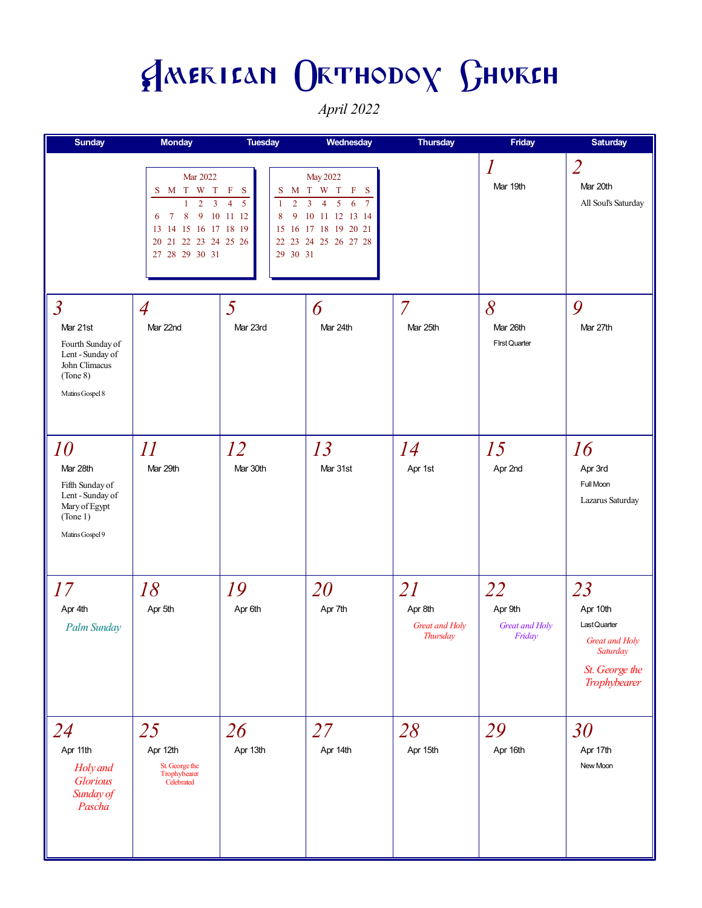# American Orthodox Church

*April 2022*

| Sunday | Monday | Tuesday | Wednesday | Thursday | Friday | Saturday |
|---|---|---|---|---|---|---|
| | | | | | 1<br>Mar 19th | 2<br>Mar 20th<br>All Soul's Saturday |
| 3<br>Mar 21st<br>Fourth Sunday of Lent - Sunday of John Climacus (Tone 8)<br>Matins Gospel 8 | 4<br>Mar 22nd | 5<br>Mar 23rd | 6<br>Mar 24th | 7<br>Mar 25th | 8<br>Mar 26th<br>FIrst Quarter | 9<br>Mar 27th |
| 10<br>Mar 28th<br>Fifth Sunday of Lent - Sunday of Mary of Egypt (Tone 1)<br>Matins Gospel 9 | 11<br>Mar 29th | 12<br>Mar 30th | 13<br>Mar 31st | 14<br>Apr 1st | 15<br>Apr 2nd | 16<br>Apr 3rd<br>Full Moon<br>Lazarus Saturday |
| 17<br>Apr 4th<br>*Palm Sunday* | 18<br>Apr 5th | 19<br>Apr 6th | 20<br>Apr 7th | 21<br>Apr 8th<br>*Great and Holy Thursday* | 22<br>Apr 9th<br>*Great and Holy Friday* | 23<br>Apr 10th<br>Last Quarter<br>*Great and Holy Saturday*<br>*St. George the Trophybearer* |
| 24<br>Apr 11th<br>*Holy and Glorious Sunday of Pascha* | 25<br>Apr 12th<br>St. George the Trophybearer Celebrated | 26<br>Apr 13th | 27<br>Apr 14th | 28<br>Apr 15th | 29<br>Apr 16th | 30<br>Apr 17th<br>New Moon |

**Mar 2022**

| S | M | T | W | T | F | S |
|---|---|---|---|---|---|---|
| | | 1 | 2 | 3 | 4 | 5 |
| 6 | 7 | 8 | 9 | 10 | 11 | 12 |
| 13 | 14 | 15 | 16 | 17 | 18 | 19 |
| 20 | 21 | 22 | 23 | 24 | 25 | 26 |
| 27 | 28 | 29 | 30 | 31 | | |

**May 2022**

| S | M | T | W | T | F | S |
|---|---|---|---|---|---|---|
| 1 | 2 | 3 | 4 | 5 | 6 | 7 |
| 8 | 9 | 10 | 11 | 12 | 13 | 14 |
| 15 | 16 | 17 | 18 | 19 | 20 | 21 |
| 22 | 23 | 24 | 25 | 26 | 27 | 28 |
| 29 | 30 | 31 | | | | |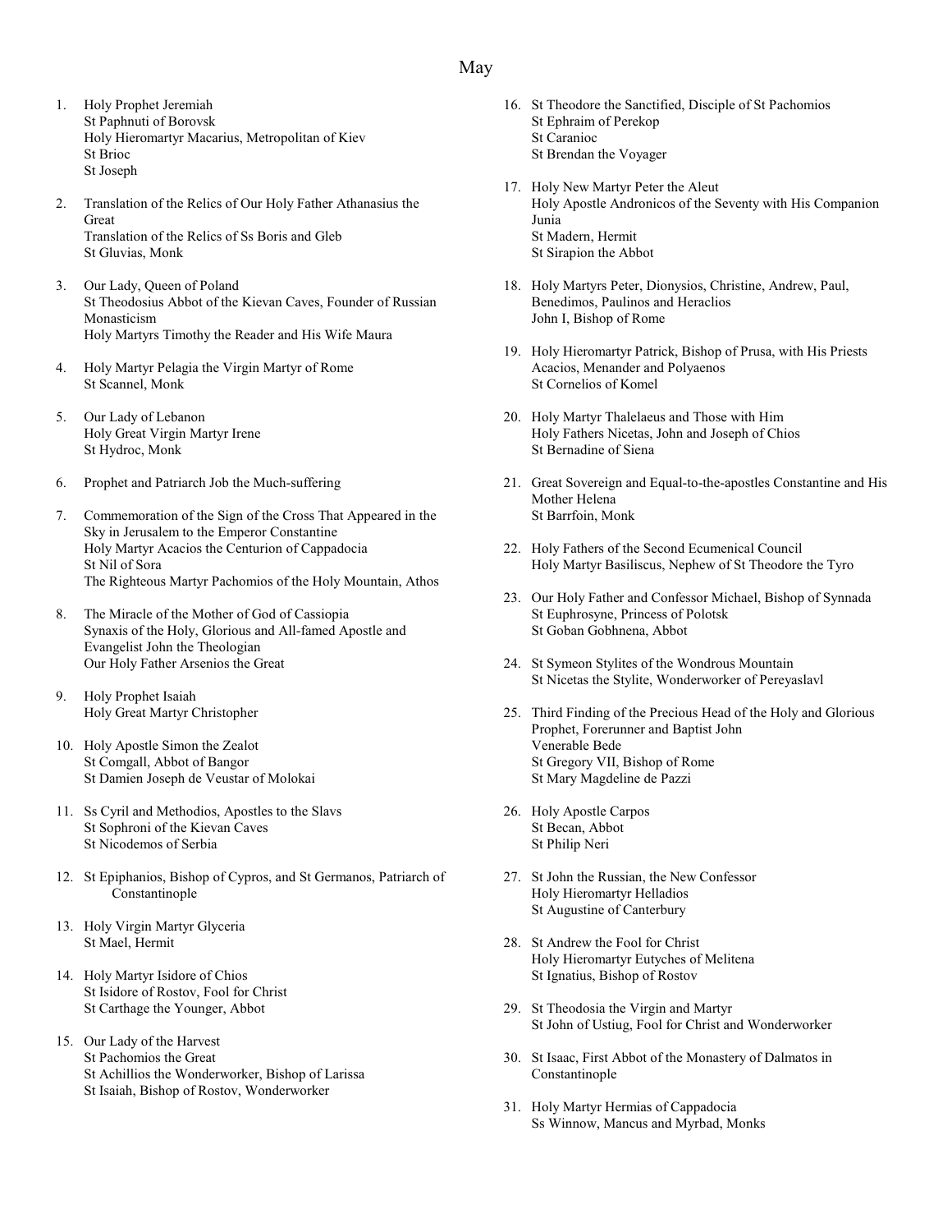# May

1. Holy Prophet Jeremiah
   St Paphnuti of Borovsk
   Holy Hieromartyr Macarius, Metropolitan of Kiev
   St Brioc
   St Joseph

2. Translation of the Relics of Our Holy Father Athanasius the Great
   Translation of the Relics of Ss Boris and Gleb
   St Gluvias, Monk

3. Our Lady, Queen of Poland
   St Theodosius Abbot of the Kievan Caves, Founder of Russian Monasticism
   Holy Martyrs Timothy the Reader and His Wife Maura

4. Holy Martyr Pelagia the Virgin Martyr of Rome
   St Scannel, Monk

5. Our Lady of Lebanon
   Holy Great Virgin Martyr Irene
   St Hydroc, Monk

6. Prophet and Patriarch Job the Much-suffering

7. Commemoration of the Sign of the Cross That Appeared in the Sky in Jerusalem to the Emperor Constantine
   Holy Martyr Acacios the Centurion of Cappadocia
   St Nil of Sora
   The Righteous Martyr Pachomios of the Holy Mountain, Athos

8. The Miracle of the Mother of God of Cassiopia
   Synaxis of the Holy, Glorious and All-famed Apostle and Evangelist John the Theologian
   Our Holy Father Arsenios the Great

9. Holy Prophet Isaiah
   Holy Great Martyr Christopher

10. Holy Apostle Simon the Zealot
    St Comgall, Abbot of Bangor
    St Damien Joseph de Veustar of Molokai

11. Ss Cyril and Methodios, Apostles to the Slavs
    St Sophroni of the Kievan Caves
    St Nicodemos of Serbia

12. St Epiphanios, Bishop of Cypros, and St Germanos, Patriarch of Constantinople

13. Holy Virgin Martyr Glyceria
    St Mael, Hermit

14. Holy Martyr Isidore of Chios
    St Isidore of Rostov, Fool for Christ
    St Carthage the Younger, Abbot

15. Our Lady of the Harvest
    St Pachomios the Great
    St Achillios the Wonderworker, Bishop of Larissa
    St Isaiah, Bishop of Rostov, Wonderworker

16. St Theodore the Sanctified, Disciple of St Pachomios
    St Ephraim of Perekop
    St Caranioc
    St Brendan the Voyager

17. Holy New Martyr Peter the Aleut
    Holy Apostle Andronicos of the Seventy with His Companion Junia
    St Madern, Hermit
    St Sirapion the Abbot

18. Holy Martyrs Peter, Dionysios, Christine, Andrew, Paul, Benedimos, Paulinos and Heraclios
    John I, Bishop of Rome

19. Holy Hieromartyr Patrick, Bishop of Prusa, with His Priests Acacios, Menander and Polyaenos
    St Cornelios of Komel

20. Holy Martyr Thalelaeus and Those with Him
    Holy Fathers Nicetas, John and Joseph of Chios
    St Bernadine of Siena

21. Great Sovereign and Equal-to-the-apostles Constantine and His Mother Helena
    St Barrfoin, Monk

22. Holy Fathers of the Second Ecumenical Council
    Holy Martyr Basiliscus, Nephew of St Theodore the Tyro

23. Our Holy Father and Confessor Michael, Bishop of Synnada
    St Euphrosyne, Princess of Polotsk
    St Goban Gobhnena, Abbot

24. St Symeon Stylites of the Wondrous Mountain
    St Nicetas the Stylite, Wonderworker of Pereyaslavl

25. Third Finding of the Precious Head of the Holy and Glorious Prophet, Forerunner and Baptist John
    Venerable Bede
    St Gregory VII, Bishop of Rome
    St Mary Magdeline de Pazzi

26. Holy Apostle Carpos
    St Becan, Abbot
    St Philip Neri

27. St John the Russian, the New Confessor
    Holy Hieromartyr Helladios
    St Augustine of Canterbury

28. St Andrew the Fool for Christ
    Holy Hieromartyr Eutyches of Melitena
    St Ignatius, Bishop of Rostov

29. St Theodosia the Virgin and Martyr
    St John of Ustiug, Fool for Christ and Wonderworker

30. St Isaac, First Abbot of the Monastery of Dalmatos in Constantinople

31. Holy Martyr Hermias of Cappadocia
    Ss Winnow, Mancus and Myrbad, Monks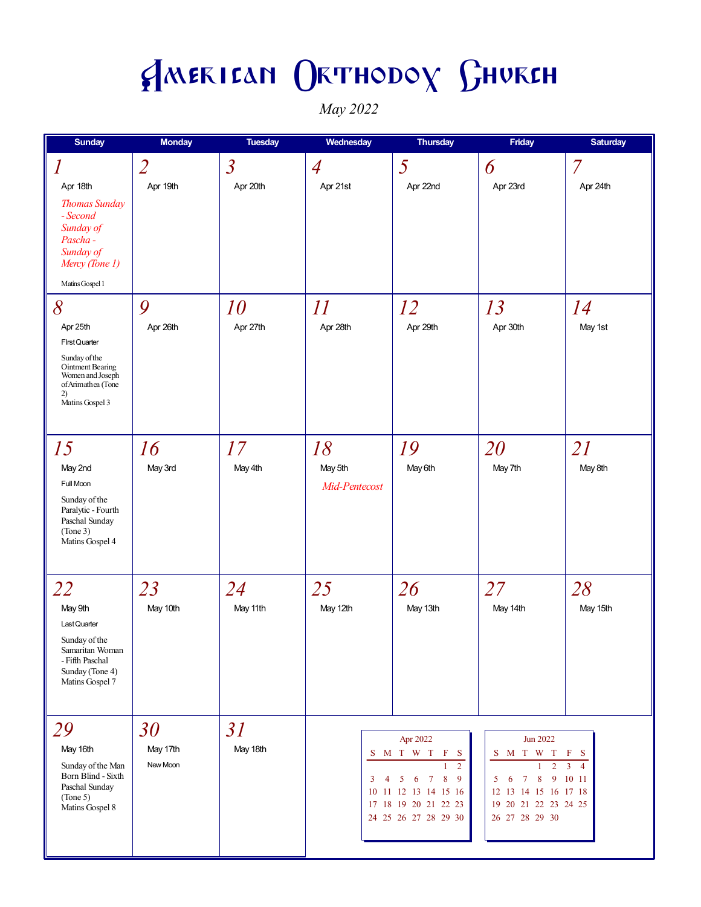# American Orthodox Church

*May 2022*

| Sunday | Monday | Tuesday | Wednesday | Thursday | Friday | Saturday |
|---|---|---|---|---|---|---|
| *1* Apr 18th *Thomas Sunday - Second Sunday of Pascha - Sunday of Mercy (Tone 1)* Matins Gospel 1 | *2* Apr 19th | *3* Apr 20th | *4* Apr 21st | *5* Apr 22nd | *6* Apr 23rd | *7* Apr 24th |
| *8* Apr 25th FIrst Quarter Sunday of the Ointment Bearing Women and Joseph of Arimathea (Tone 2) Matins Gospel 3 | *9* Apr 26th | *10* Apr 27th | *11* Apr 28th | *12* Apr 29th | *13* Apr 30th | *14* May 1st |
| *15* May 2nd Full Moon Sunday of the Paralytic - Fourth Paschal Sunday (Tone 3) Matins Gospel 4 | *16* May 3rd | *17* May 4th | *18* May 5th *Mid-Pentecost* | *19* May 6th | *20* May 7th | *21* May 8th |
| *22* May 9th Last Quarter Sunday of the Samaritan Woman - Fifth Paschal Sunday (Tone 4) Matins Gospel 7 | *23* May 10th | *24* May 11th | *25* May 12th | *26* May 13th | *27* May 14th | *28* May 15th |
| *29* May 16th Sunday of the Man Born Blind - Sixth Paschal Sunday (Tone 5) Matins Gospel 8 | *30* May 17th New Moon | *31* May 18th | | | | |

**Apr 2022**

| S | M | T | W | T | F | S |
|---|---|---|---|---|---|---|
| | | | | | 1 | 2 |
| 3 | 4 | 5 | 6 | 7 | 8 | 9 |
| 10 | 11 | 12 | 13 | 14 | 15 | 16 |
| 17 | 18 | 19 | 20 | 21 | 22 | 23 |
| 24 | 25 | 26 | 27 | 28 | 29 | 30 |

**Jun 2022**

| S | M | T | W | T | F | S |
|---|---|---|---|---|---|---|
| | | | 1 | 2 | 3 | 4 |
| 5 | 6 | 7 | 8 | 9 | 10 | 11 |
| 12 | 13 | 14 | 15 | 16 | 17 | 18 |
| 19 | 20 | 21 | 22 | 23 | 24 | 25 |
| 26 | 27 | 28 | 29 | 30 | | |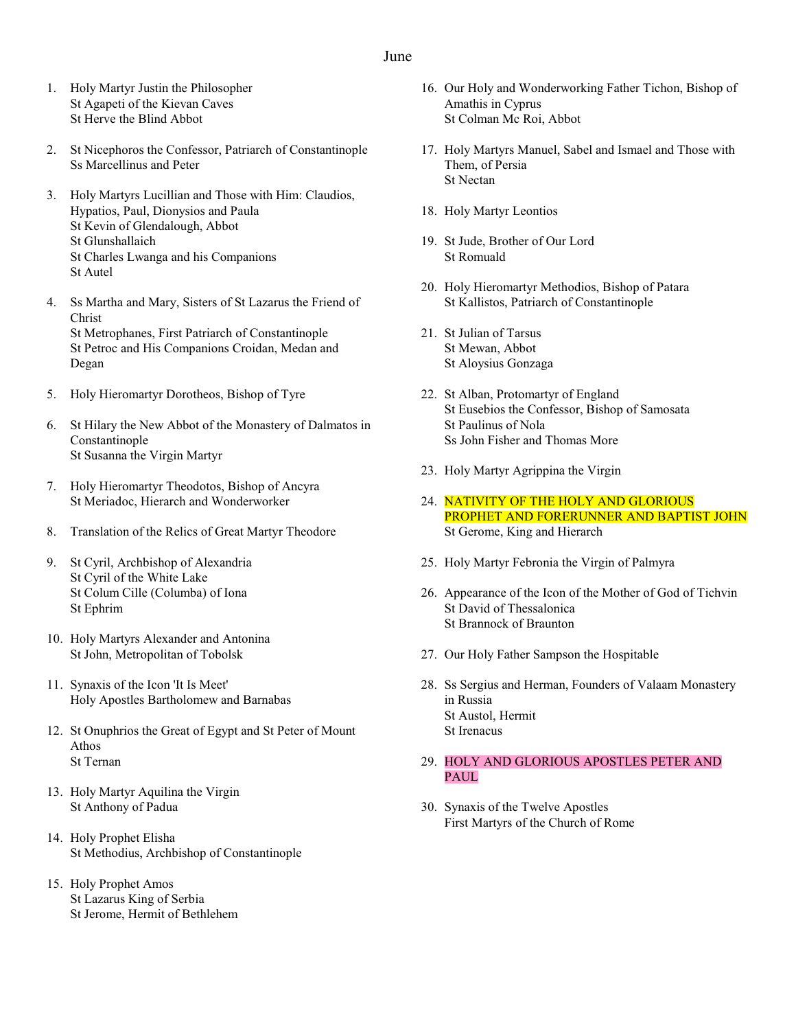# June

1. Holy Martyr Justin the Philosopher
   St Agapeti of the Kievan Caves
   St Herve the Blind Abbot

2. St Nicephoros the Confessor, Patriarch of Constantinople
   Ss Marcellinus and Peter

3. Holy Martyrs Lucillian and Those with Him: Claudios, Hypatios, Paul, Dionysios and Paula
   St Kevin of Glendalough, Abbot
   St Glunshallaich
   St Charles Lwanga and his Companions
   St Autel

4. Ss Martha and Mary, Sisters of St Lazarus the Friend of Christ
   St Metrophanes, First Patriarch of Constantinople
   St Petroc and His Companions Croidan, Medan and Degan

5. Holy Hieromartyr Dorotheos, Bishop of Tyre

6. St Hilary the New Abbot of the Monastery of Dalmatos in Constantinople
   St Susanna the Virgin Martyr

7. Holy Hieromartyr Theodotos, Bishop of Ancyra
   St Meriadoc, Hierarch and Wonderworker

8. Translation of the Relics of Great Martyr Theodore

9. St Cyril, Archbishop of Alexandria
   St Cyril of the White Lake
   St Colum Cille (Columba) of Iona
   St Ephrim

10. Holy Martyrs Alexander and Antonina
    St John, Metropolitan of Tobolsk

11. Synaxis of the Icon 'It Is Meet'
    Holy Apostles Bartholomew and Barnabas

12. St Onuphrios the Great of Egypt and St Peter of Mount Athos
    St Ternan

13. Holy Martyr Aquilina the Virgin
    St Anthony of Padua

14. Holy Prophet Elisha
    St Methodius, Archbishop of Constantinople

15. Holy Prophet Amos
    St Lazarus King of Serbia
    St Jerome, Hermit of Bethlehem

16. Our Holy and Wonderworking Father Tichon, Bishop of Amathis in Cyprus
    St Colman Mc Roi, Abbot

17. Holy Martyrs Manuel, Sabel and Ismael and Those with Them, of Persia
    St Nectan

18. Holy Martyr Leontios

19. St Jude, Brother of Our Lord
    St Romuald

20. Holy Hieromartyr Methodios, Bishop of Patara
    St Kallistos, Patriarch of Constantinople

21. St Julian of Tarsus
    St Mewan, Abbot
    St Aloysius Gonzaga

22. St Alban, Protomartyr of England
    St Eusebios the Confessor, Bishop of Samosata
    St Paulinus of Nola
    Ss John Fisher and Thomas More

23. Holy Martyr Agrippina the Virgin

24. NATIVITY OF THE HOLY AND GLORIOUS PROPHET AND FORERUNNER AND BAPTIST JOHN
    St Gerome, King and Hierarch

25. Holy Martyr Febronia the Virgin of Palmyra

26. Appearance of the Icon of the Mother of God of Tichvin
    St David of Thessalonica
    St Brannock of Braunton

27. Our Holy Father Sampson the Hospitable

28. Ss Sergius and Herman, Founders of Valaam Monastery in Russia
    St Austol, Hermit
    St Irenacus

29. HOLY AND GLORIOUS APOSTLES PETER AND PAUL

30. Synaxis of the Twelve Apostles
    First Martyrs of the Church of Rome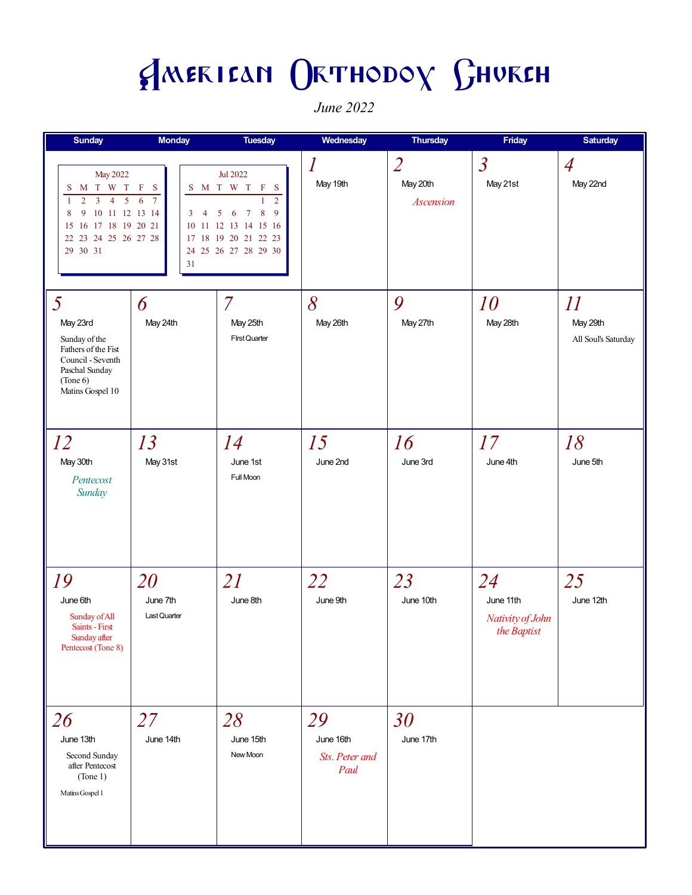# American Orthodox Church

*June 2022*

| Sunday | Monday | Tuesday | Wednesday | Thursday | Friday | Saturday |
|---|---|---|---|---|---|---|
| | | | 1<br>May 19th | 2<br>May 20th<br>*Ascension* | 3<br>May 21st | 4<br>May 22nd |
| 5<br>May 23rd<br>Sunday of the Fathers of the Fist Council - Seventh Paschal Sunday (Tone 6)<br>Matins Gospel 10 | 6<br>May 24th | 7<br>May 25th<br>FIrst Quarter | 8<br>May 26th | 9<br>May 27th | 10<br>May 28th | 11<br>May 29th<br>All Soul's Saturday |
| 12<br>May 30th<br>*Pentecost Sunday* | 13<br>May 31st | 14<br>June 1st<br>Full Moon | 15<br>June 2nd | 16<br>June 3rd | 17<br>June 4th | 18<br>June 5th |
| 19<br>June 6th<br>Sunday of All Saints - First Sunday after Pentecost (Tone 8) | 20<br>June 7th<br>Last Quarter | 21<br>June 8th | 22<br>June 9th | 23<br>June 10th | 24<br>June 11th<br>*Nativity of John the Baptist* | 25<br>June 12th |
| 26<br>June 13th<br>Second Sunday after Pentecost (Tone 1)<br>Matins Gospel 1 | 27<br>June 14th | 28<br>June 15th<br>New Moon | 29<br>June 16th<br>*Sts. Peter and Paul* | 30<br>June 17th | | |

May 2022

| S | M | T | W | T | F | S |
|---|---|---|---|---|---|---|
| 1 | 2 | 3 | 4 | 5 | 6 | 7 |
| 8 | 9 | 10 | 11 | 12 | 13 | 14 |
| 15 | 16 | 17 | 18 | 19 | 20 | 21 |
| 22 | 23 | 24 | 25 | 26 | 27 | 28 |
| 29 | 30 | 31 | | | | |

Jul 2022

| S | M | T | W | T | F | S |
|---|---|---|---|---|---|---|
| | | | | | 1 | 2 |
| 3 | 4 | 5 | 6 | 7 | 8 | 9 |
| 10 | 11 | 12 | 13 | 14 | 15 | 16 |
| 17 | 18 | 19 | 20 | 21 | 22 | 23 |
| 24 | 25 | 26 | 27 | 28 | 29 | 30 |
| 31 | | | | | | |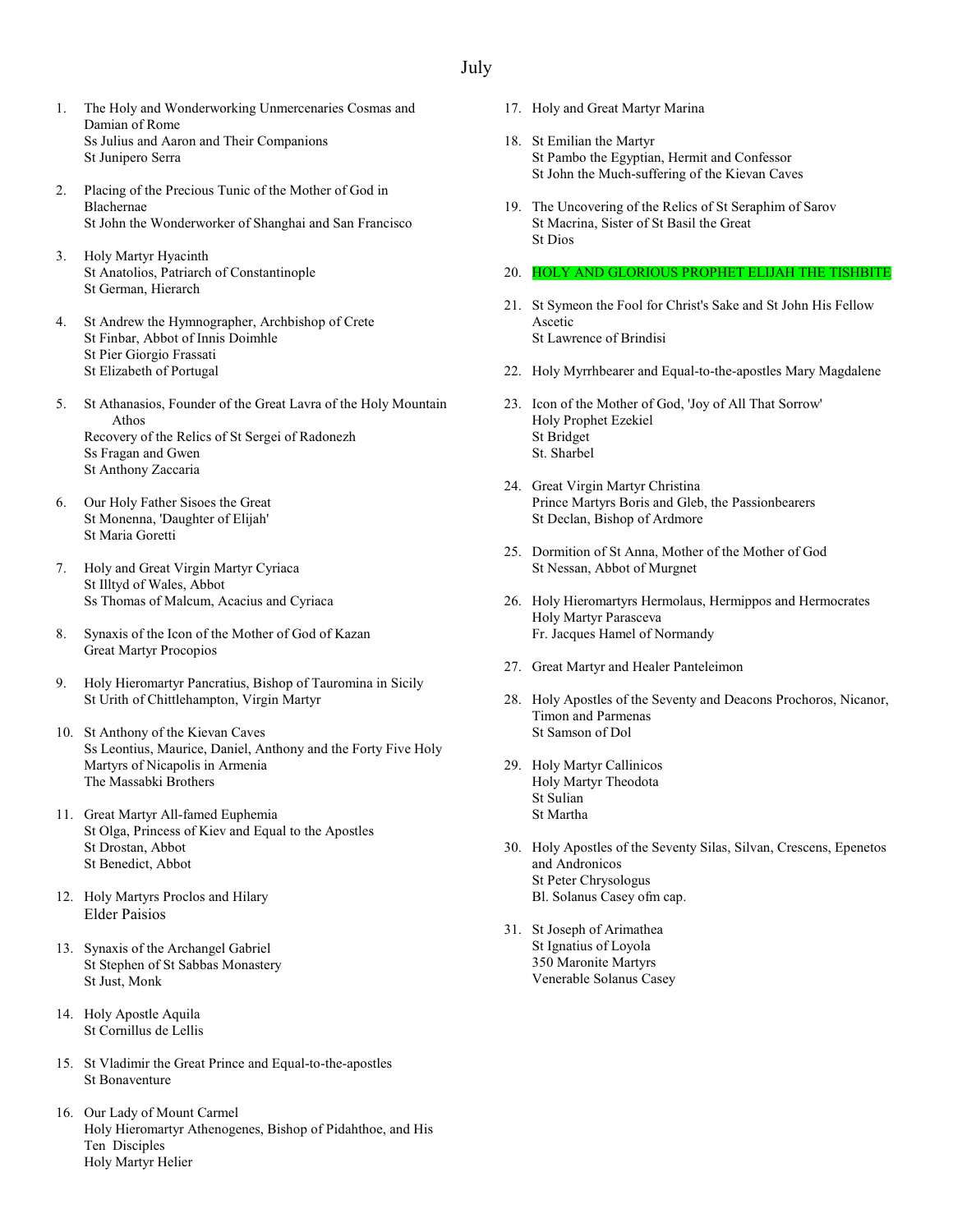# July

1. The Holy and Wonderworking Unmercenaries Cosmas and Damian of Rome
   Ss Julius and Aaron and Their Companions
   St Junipero Serra

2. Placing of the Precious Tunic of the Mother of God in Blachernae
   St John the Wonderworker of Shanghai and San Francisco

3. Holy Martyr Hyacinth
   St Anatolios, Patriarch of Constantinople
   St German, Hierarch

4. St Andrew the Hymnographer, Archbishop of Crete
   St Finbar, Abbot of Innis Doimhle
   St Pier Giorgio Frassati
   St Elizabeth of Portugal

5. St Athanasios, Founder of the Great Lavra of the Holy Mountain Athos
   Recovery of the Relics of St Sergei of Radonezh
   Ss Fragan and Gwen
   St Anthony Zaccaria

6. Our Holy Father Sisoes the Great
   St Monenna, 'Daughter of Elijah'
   St Maria Goretti

7. Holy and Great Virgin Martyr Cyriaca
   St Illtyd of Wales, Abbot
   Ss Thomas of Malcum, Acacius and Cyriaca

8. Synaxis of the Icon of the Mother of God of Kazan
   Great Martyr Procopios

9. Holy Hieromartyr Pancratius, Bishop of Tauromina in Sicily
   St Urith of Chittlehampton, Virgin Martyr

10. St Anthony of the Kievan Caves
    Ss Leontius, Maurice, Daniel, Anthony and the Forty Five Holy Martyrs of Nicapolis in Armenia
    The Massabki Brothers

11. Great Martyr All-famed Euphemia
    St Olga, Princess of Kiev and Equal to the Apostles
    St Drostan, Abbot
    St Benedict, Abbot

12. Holy Martyrs Proclos and Hilary
    Elder Paisios

13. Synaxis of the Archangel Gabriel
    St Stephen of St Sabbas Monastery
    St Just, Monk

14. Holy Apostle Aquila
    St Cornillus de Lellis

15. St Vladimir the Great Prince and Equal-to-the-apostles
    St Bonaventure

16. Our Lady of Mount Carmel
    Holy Hieromartyr Athenogenes, Bishop of Pidahthoe, and His Ten Disciples
    Holy Martyr Helier

17. Holy and Great Martyr Marina

18. St Emilian the Martyr
    St Pambo the Egyptian, Hermit and Confessor
    St John the Much-suffering of the Kievan Caves

19. The Uncovering of the Relics of St Seraphim of Sarov
    St Macrina, Sister of St Basil the Great
    St Dios

20. HOLY AND GLORIOUS PROPHET ELIJAH THE TISHBITE

21. St Symeon the Fool for Christ's Sake and St John His Fellow Ascetic
    St Lawrence of Brindisi

22. Holy Myrrhbearer and Equal-to-the-apostles Mary Magdalene

23. Icon of the Mother of God, 'Joy of All That Sorrow'
    Holy Prophet Ezekiel
    St Bridget
    St. Sharbel

24. Great Virgin Martyr Christina
    Prince Martyrs Boris and Gleb, the Passionbearers
    St Declan, Bishop of Ardmore

25. Dormition of St Anna, Mother of the Mother of God
    St Nessan, Abbot of Murgnet

26. Holy Hieromartyrs Hermolaus, Hermippos and Hermocrates
    Holy Martyr Parasceva
    Fr. Jacques Hamel of Normandy

27. Great Martyr and Healer Panteleimon

28. Holy Apostles of the Seventy and Deacons Prochoros, Nicanor, Timon and Parmenas
    St Samson of Dol

29. Holy Martyr Callinicos
    Holy Martyr Theodota
    St Sulian
    St Martha

30. Holy Apostles of the Seventy Silas, Silvan, Crescens, Epenetos and Andronicos
    St Peter Chrysologus
    Bl. Solanus Casey ofm cap.

31. St Joseph of Arimathea
    St Ignatius of Loyola
    350 Maronite Martyrs
    Venerable Solanus Casey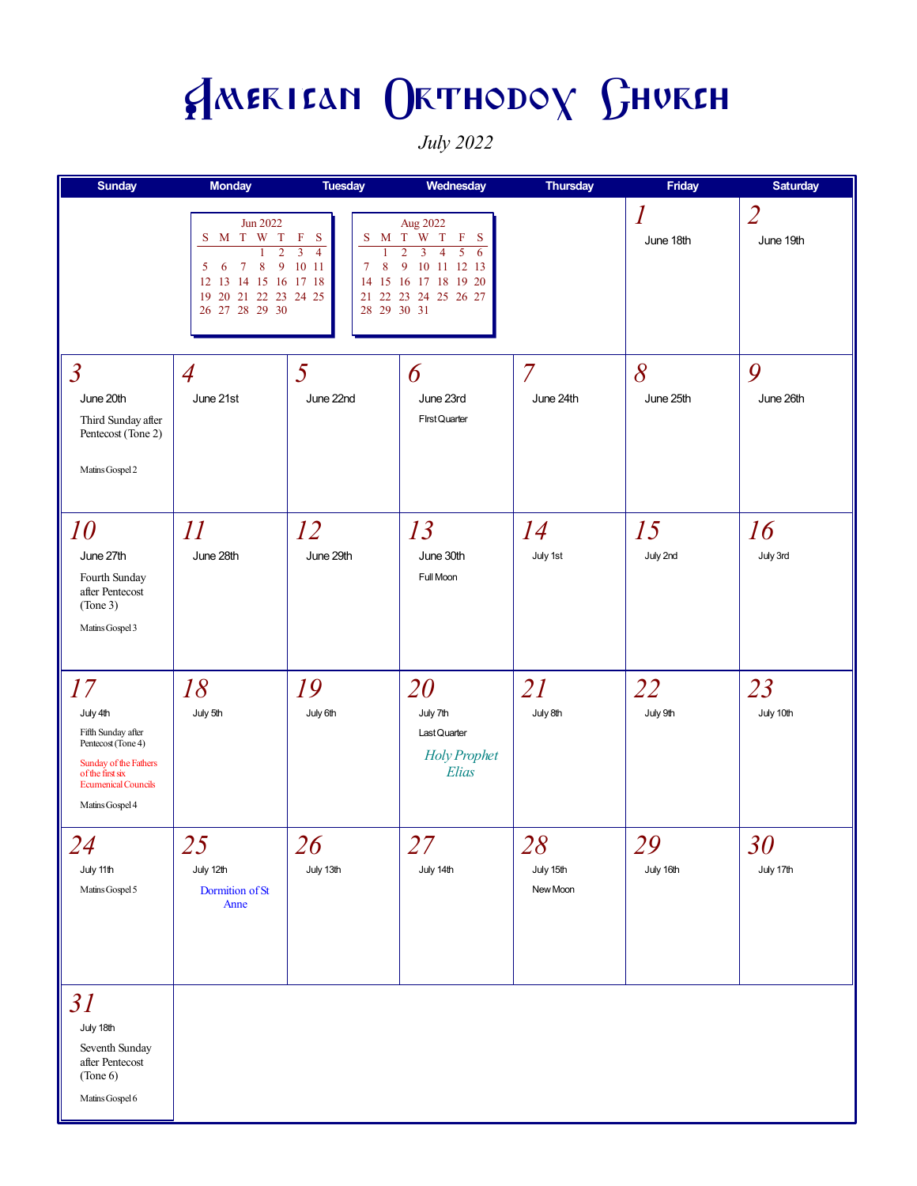# American Orthodox Church

*July 2022*

| Sunday | Monday | Tuesday | Wednesday | Thursday | Friday | Saturday |
|---|---|---|---|---|---|---|
| | Jun 2022<br>S M T W T F S<br>1 2 3 4<br>5 6 7 8 9 10 11<br>12 13 14 15 16 17 18<br>19 20 21 22 23 24 25<br>26 27 28 29 30 | | Aug 2022<br>S M T W T F S<br>1 2 3 4 5 6<br>7 8 9 10 11 12 13<br>14 15 16 17 18 19 20<br>21 22 23 24 25 26 27<br>28 29 30 31 | | *1*<br>June 18th | *2*<br>June 19th |
| *3*<br>June 20th<br>Third Sunday after Pentecost (Tone 2)<br>Matins Gospel 2 | *4*<br>June 21st | *5*<br>June 22nd | *6*<br>June 23rd<br>First Quarter | *7*<br>June 24th | *8*<br>June 25th | *9*<br>June 26th |
| *10*<br>June 27th<br>Fourth Sunday after Pentecost (Tone 3)<br>Matins Gospel 3 | *11*<br>June 28th | *12*<br>June 29th | *13*<br>June 30th<br>Full Moon | *14*<br>July 1st | *15*<br>July 2nd | *16*<br>July 3rd |
| *17*<br>July 4th<br>Fifth Sunday after Pentecost (Tone 4)<br>Sunday of the Fathers of the first six Ecumenical Councils<br>Matins Gospel 4 | *18*<br>July 5th | *19*<br>July 6th | *20*<br>July 7th<br>Last Quarter<br>*Holy Prophet Elias* | *21*<br>July 8th | *22*<br>July 9th | *23*<br>July 10th |
| *24*<br>July 11th<br>Matins Gospel 5 | *25*<br>July 12th<br>Dormition of St Anne | *26*<br>July 13th | *27*<br>July 14th | *28*<br>July 15th<br>New Moon | *29*<br>July 16th | *30*<br>July 17th |
| *31*<br>July 18th<br>Seventh Sunday after Pentecost (Tone 6)<br>Matins Gospel 6 | | | | | | |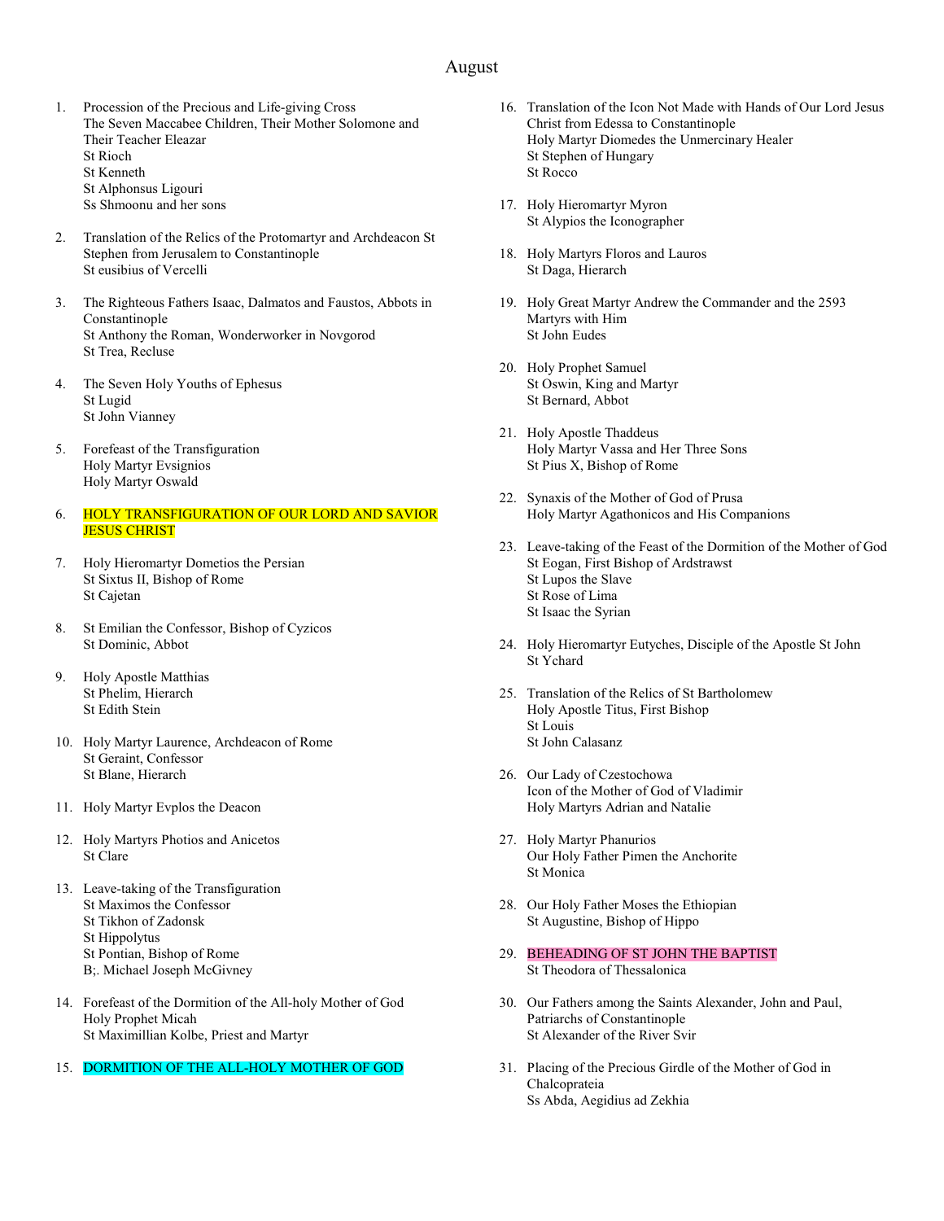# August

1. Procession of the Precious and Life-giving Cross
   The Seven Maccabee Children, Their Mother Solomone and Their Teacher Eleazar
   St Rioch
   St Kenneth
   St Alphonsus Ligouri
   Ss Shmoonu and her sons

2. Translation of the Relics of the Protomartyr and Archdeacon St Stephen from Jerusalem to Constantinople
   St eusibius of Vercelli

3. The Righteous Fathers Isaac, Dalmatos and Faustos, Abbots in Constantinople
   St Anthony the Roman, Wonderworker in Novgorod
   St Trea, Recluse

4. The Seven Holy Youths of Ephesus
   St Lugid
   St John Vianney

5. Forefeast of the Transfiguration
   Holy Martyr Evsignios
   Holy Martyr Oswald

6. HOLY TRANSFIGURATION OF OUR LORD AND SAVIOR JESUS CHRIST

7. Holy Hieromartyr Dometios the Persian
   St Sixtus II, Bishop of Rome
   St Cajetan

8. St Emilian the Confessor, Bishop of Cyzicos
   St Dominic, Abbot

9. Holy Apostle Matthias
   St Phelim, Hierarch
   St Edith Stein

10. Holy Martyr Laurence, Archdeacon of Rome
    St Geraint, Confessor
    St Blane, Hierarch

11. Holy Martyr Evplos the Deacon

12. Holy Martyrs Photios and Anicetos
    St Clare

13. Leave-taking of the Transfiguration
    St Maximos the Confessor
    St Tikhon of Zadonsk
    St Hippolytus
    St Pontian, Bishop of Rome
    B;. Michael Joseph McGivney

14. Forefeast of the Dormition of the All-holy Mother of God
    Holy Prophet Micah
    St Maximillian Kolbe, Priest and Martyr

15. DORMITION OF THE ALL-HOLY MOTHER OF GOD

16. Translation of the Icon Not Made with Hands of Our Lord Jesus Christ from Edessa to Constantinople
    Holy Martyr Diomedes the Unmercinary Healer
    St Stephen of Hungary
    St Rocco

17. Holy Hieromartyr Myron
    St Alypios the Iconographer

18. Holy Martyrs Floros and Lauros
    St Daga, Hierarch

19. Holy Great Martyr Andrew the Commander and the 2593 Martyrs with Him
    St John Eudes

20. Holy Prophet Samuel
    St Oswin, King and Martyr
    St Bernard, Abbot

21. Holy Apostle Thaddeus
    Holy Martyr Vassa and Her Three Sons
    St Pius X, Bishop of Rome

22. Synaxis of the Mother of God of Prusa
    Holy Martyr Agathonicos and His Companions

23. Leave-taking of the Feast of the Dormition of the Mother of God
    St Eogan, First Bishop of Ardstrawst
    St Lupos the Slave
    St Rose of Lima
    St Isaac the Syrian

24. Holy Hieromartyr Eutyches, Disciple of the Apostle St John
    St Ychard

25. Translation of the Relics of St Bartholomew
    Holy Apostle Titus, First Bishop
    St Louis
    St John Calasanz

26. Our Lady of Czestochowa
    Icon of the Mother of God of Vladimir
    Holy Martyrs Adrian and Natalie

27. Holy Martyr Phanurios
    Our Holy Father Pimen the Anchorite
    St Monica

28. Our Holy Father Moses the Ethiopian
    St Augustine, Bishop of Hippo

29. BEHEADING OF ST JOHN THE BAPTIST
    St Theodora of Thessalonica

30. Our Fathers among the Saints Alexander, John and Paul, Patriarchs of Constantinople
    St Alexander of the River Svir

31. Placing of the Precious Girdle of the Mother of God in Chalcoprateia
    Ss Abda, Aegidius ad Zekhia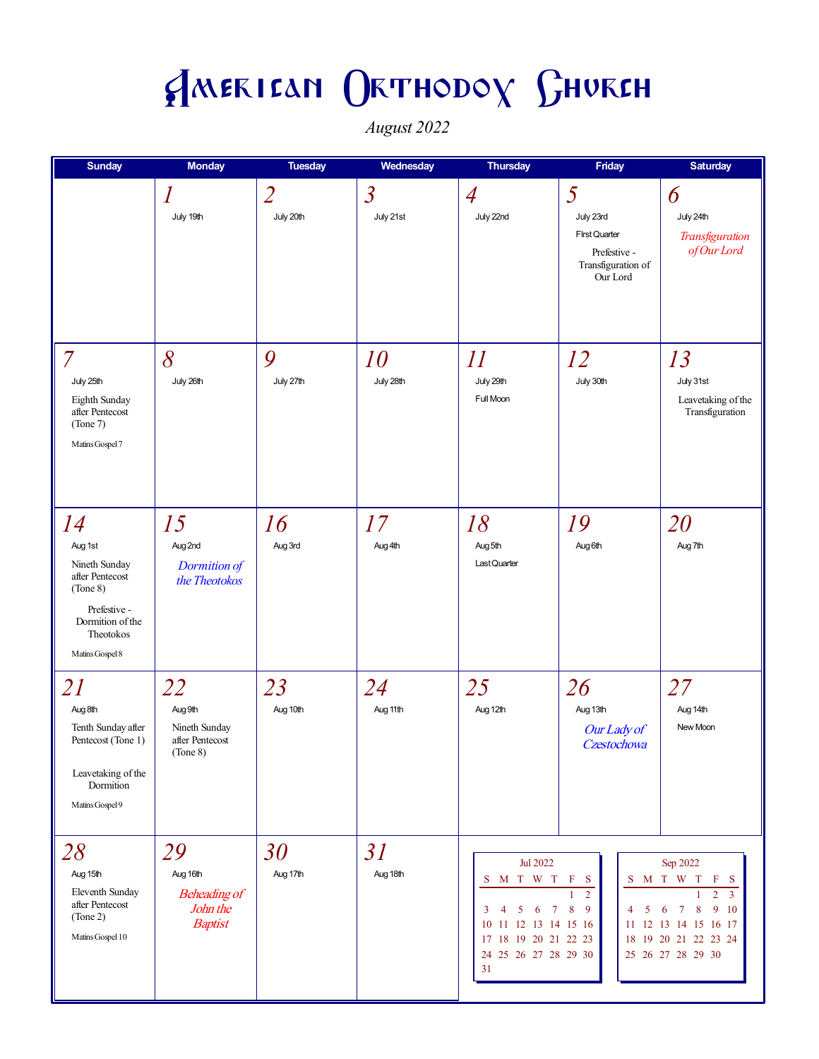# American Orthodox Church

*August 2022*

| Sunday | Monday | Tuesday | Wednesday | Thursday | Friday | Saturday |
|---|---|---|---|---|---|---|
| | *1* July 19th | *2* July 20th | *3* July 21st | *4* July 22nd | *5* July 23rd First Quarter Prefestive - Transfiguration of Our Lord | *6* July 24th *Transfiguration of Our Lord* |
| *7* July 25th Eighth Sunday after Pentecost (Tone 7) Matins Gospel 7 | *8* July 26th | *9* July 27th | *10* July 28th | *11* July 29th Full Moon | *12* July 30th | *13* July 31st Leavetaking of the Transfiguration |
| *14* Aug 1st Nineth Sunday after Pentecost (Tone 8) Prefestive - Dormition of the Theotokos Matins Gospel 8 | *15* Aug 2nd *Dormition of the Theotokos* | *16* Aug 3rd | *17* Aug 4th | *18* Aug 5th Last Quarter | *19* Aug 6th | *20* Aug 7th |
| *21* Aug 8th Tenth Sunday after Pentecost (Tone 1) Leavetaking of the Dormition Matins Gospel 9 | *22* Aug 9th Nineth Sunday after Pentecost (Tone 8) | *23* Aug 10th | *24* Aug 11th | *25* Aug 12th | *26* Aug 13th *Our Lady of Czestochowa* | *27* Aug 14th New Moon |
| *28* Aug 15th Eleventh Sunday after Pentecost (Tone 2) Matins Gospel 10 | *29* Aug 16th *Beheading of John the Baptist* | *30* Aug 17th | *31* Aug 18th | | | |

**Jul 2022**

| S | M | T | W | T | F | S |
|---|---|---|---|---|---|---|
| | | | | | 1 | 2 |
| 3 | 4 | 5 | 6 | 7 | 8 | 9 |
| 10 | 11 | 12 | 13 | 14 | 15 | 16 |
| 17 | 18 | 19 | 20 | 21 | 22 | 23 |
| 24 | 25 | 26 | 27 | 28 | 29 | 30 |
| 31 | | | | | | |

**Sep 2022**

| S | M | T | W | T | F | S |
|---|---|---|---|---|---|---|
| | | | | 1 | 2 | 3 |
| 4 | 5 | 6 | 7 | 8 | 9 | 10 |
| 11 | 12 | 13 | 14 | 15 | 16 | 17 |
| 18 | 19 | 20 | 21 | 22 | 23 | 24 |
| 25 | 26 | 27 | 28 | 29 | 30 | |